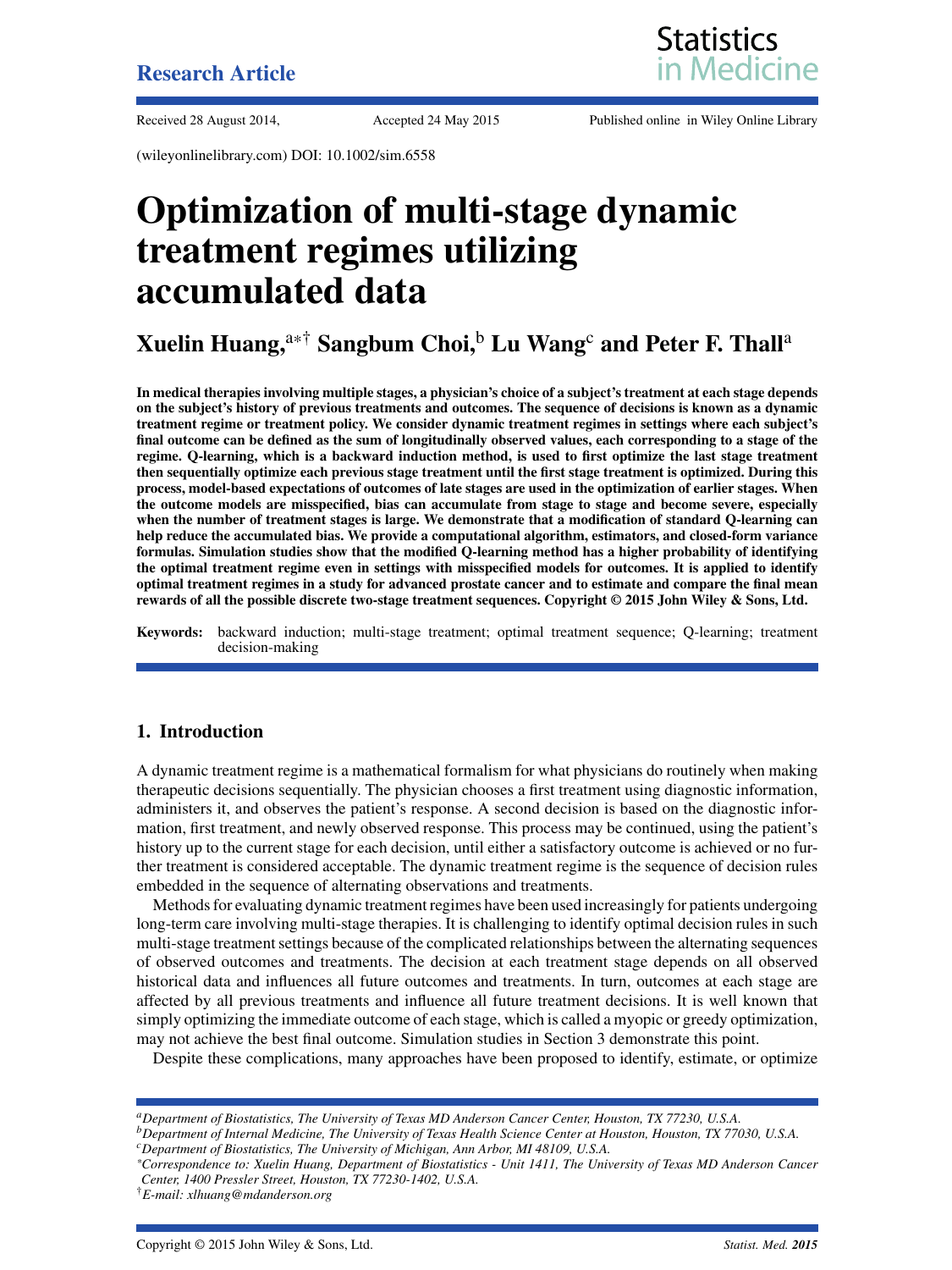**Research Article**

Received 28 August 2014, Accepted 24 May 2015 Published online in Wiley Online Library

(wileyonlinelibrary.com) DOI: 10.1002/sim.6558

# Optimization of multi-stage dynamic treatment regimes utilizing accumulated data

**Xuelin Huang,[a*†] Sangbum Choi,[b] Lu Wang[c] and Peter F. Thall[a]**

**In medical therapies involving multiple stages, a physician's choice of a subject's treatment at each stage depends on the subject's history of previous treatments and outcomes. The sequence of decisions is known as a dynamic treatment regime or treatment policy. We consider dynamic treatment regimes in settings where each subject's final outcome can be defined as the sum of longitudinally observed values, each corresponding to a stage of the regime. Q-learning, which is a backward induction method, is used to first optimize the last stage treatment then sequentially optimize each previous stage treatment until the first stage treatment is optimized. During this process, model-based expectations of outcomes of late stages are used in the optimization of earlier stages. When the outcome models are misspecified, bias can accumulate from stage to stage and become severe, especially when the number of treatment stages is large. We demonstrate that a modification of standard Q-learning can help reduce the accumulated bias. We provide a computational algorithm, estimators, and closed-form variance formulas. Simulation studies show that the modified Q-learning method has a higher probability of identifying the optimal treatment regime even in settings with misspecified models for outcomes. It is applied to identify optimal treatment regimes in a study for advanced prostate cancer and to estimate and compare the final mean rewards of all the possible discrete two-stage treatment sequences. Copyright © 2015 John Wiley & Sons, Ltd.**

**Keywords:** backward induction; multi-stage treatment; optimal treatment sequence; Q-learning; treatment decision-making

## 1. Introduction

A dynamic treatment regime is a mathematical formalism for what physicians do routinely when making therapeutic decisions sequentially. The physician chooses a first treatment using diagnostic information, administers it, and observes the patient's response. A second decision is based on the diagnostic information, first treatment, and newly observed response. This process may be continued, using the patient's history up to the current stage for each decision, until either a satisfactory outcome is achieved or no further treatment is considered acceptable. The dynamic treatment regime is the sequence of decision rules embedded in the sequence of alternating observations and treatments.

Methods for evaluating dynamic treatment regimes have been used increasingly for patients undergoing long-term care involving multi-stage therapies. It is challenging to identify optimal decision rules in such multi-stage treatment settings because of the complicated relationships between the alternating sequences of observed outcomes and treatments. The decision at each treatment stage depends on all observed historical data and influences all future outcomes and treatments. In turn, outcomes at each stage are affected by all previous treatments and influence all future treatment decisions. It is well known that simply optimizing the immediate outcome of each stage, which is called a myopic or greedy optimization, may not achieve the best final outcome. Simulation studies in Section 3 demonstrate this point.

Despite these complications, many approaches have been proposed to identify, estimate, or optimize

---

[a] *Department of Biostatistics, The University of Texas MD Anderson Cancer Center, Houston, TX 77230, U.S.A.*
[b] *Department of Internal Medicine, The University of Texas Health Science Center at Houston, Houston, TX 77030, U.S.A.*
[c] *Department of Biostatistics, The University of Michigan, Ann Arbor, MI 48109, U.S.A.*
*Correspondence to: Xuelin Huang, Department of Biostatistics - Unit 1411, The University of Texas MD Anderson Cancer Center, 1400 Pressler Street, Houston, TX 77230-1402, U.S.A.*
† *E-mail: xlhuang@mdanderson.org*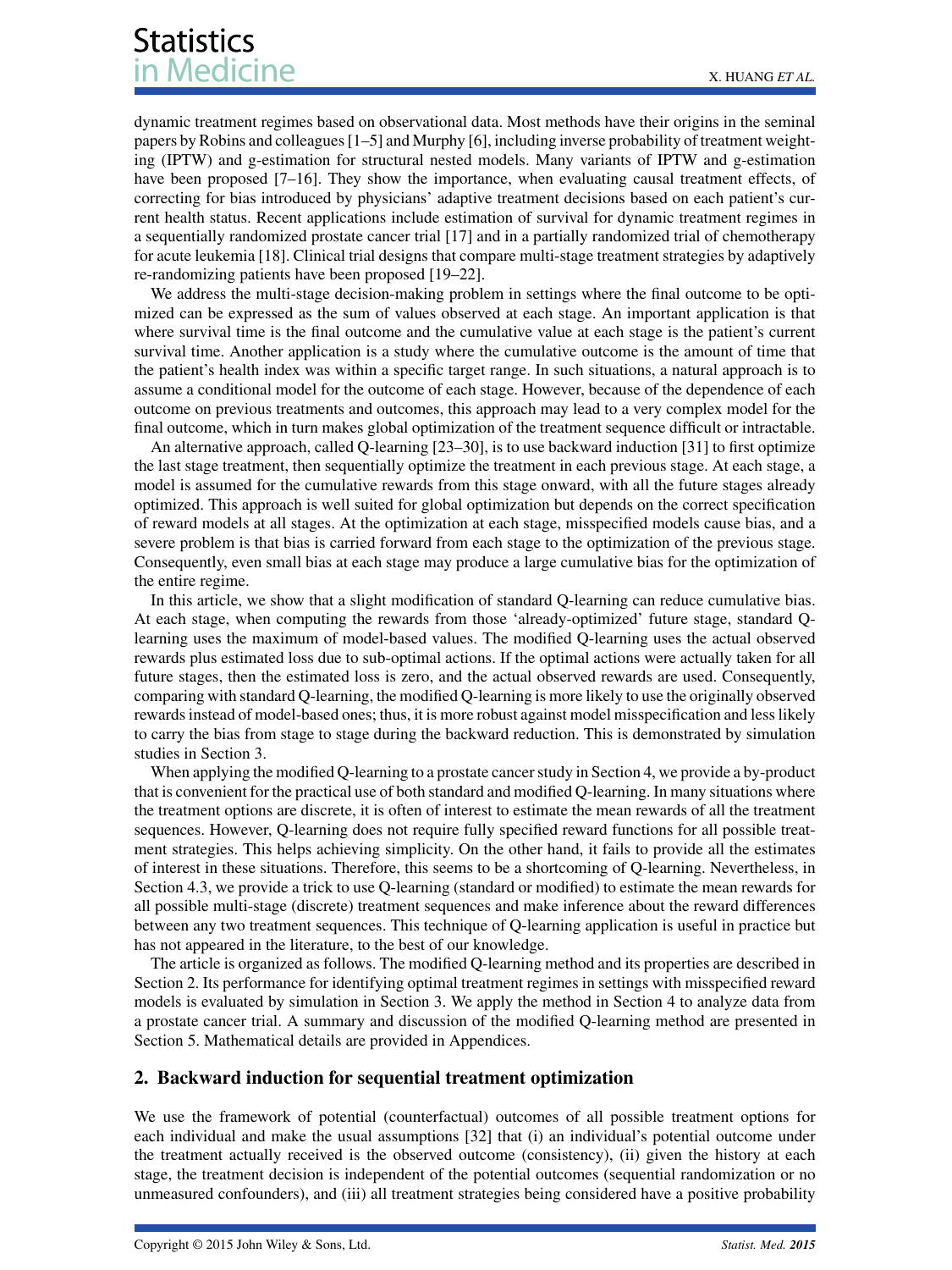dynamic treatment regimes based on observational data. Most methods have their origins in the seminal papers by Robins and colleagues [1–5] and Murphy [6], including inverse probability of treatment weighting (IPTW) and g-estimation for structural nested models. Many variants of IPTW and g-estimation have been proposed [7–16]. They show the importance, when evaluating causal treatment effects, of correcting for bias introduced by physicians' adaptive treatment decisions based on each patient's current health status. Recent applications include estimation of survival for dynamic treatment regimes in a sequentially randomized prostate cancer trial [17] and in a partially randomized trial of chemotherapy for acute leukemia [18]. Clinical trial designs that compare multi-stage treatment strategies by adaptively re-randomizing patients have been proposed [19–22].

We address the multi-stage decision-making problem in settings where the final outcome to be optimized can be expressed as the sum of values observed at each stage. An important application is that where survival time is the final outcome and the cumulative value at each stage is the patient's current survival time. Another application is a study where the cumulative outcome is the amount of time that the patient's health index was within a specific target range. In such situations, a natural approach is to assume a conditional model for the outcome of each stage. However, because of the dependence of each outcome on previous treatments and outcomes, this approach may lead to a very complex model for the final outcome, which in turn makes global optimization of the treatment sequence difficult or intractable.

An alternative approach, called Q-learning [23–30], is to use backward induction [31] to first optimize the last stage treatment, then sequentially optimize the treatment in each previous stage. At each stage, a model is assumed for the cumulative rewards from this stage onward, with all the future stages already optimized. This approach is well suited for global optimization but depends on the correct specification of reward models at all stages. At the optimization at each stage, misspecified models cause bias, and a severe problem is that bias is carried forward from each stage to the optimization of the previous stage. Consequently, even small bias at each stage may produce a large cumulative bias for the optimization of the entire regime.

In this article, we show that a slight modification of standard Q-learning can reduce cumulative bias. At each stage, when computing the rewards from those 'already-optimized' future stage, standard Q-learning uses the maximum of model-based values. The modified Q-learning uses the actual observed rewards plus estimated loss due to sub-optimal actions. If the optimal actions were actually taken for all future stages, then the estimated loss is zero, and the actual observed rewards are used. Consequently, comparing with standard Q-learning, the modified Q-learning is more likely to use the originally observed rewards instead of model-based ones; thus, it is more robust against model misspecification and less likely to carry the bias from stage to stage during the backward reduction. This is demonstrated by simulation studies in Section 3.

When applying the modified Q-learning to a prostate cancer study in Section 4, we provide a by-product that is convenient for the practical use of both standard and modified Q-learning. In many situations where the treatment options are discrete, it is often of interest to estimate the mean rewards of all the treatment sequences. However, Q-learning does not require fully specified reward functions for all possible treatment strategies. This helps achieving simplicity. On the other hand, it fails to provide all the estimates of interest in these situations. Therefore, this seems to be a shortcoming of Q-learning. Nevertheless, in Section 4.3, we provide a trick to use Q-learning (standard or modified) to estimate the mean rewards for all possible multi-stage (discrete) treatment sequences and make inference about the reward differences between any two treatment sequences. This technique of Q-learning application is useful in practice but has not appeared in the literature, to the best of our knowledge.

The article is organized as follows. The modified Q-learning method and its properties are described in Section 2. Its performance for identifying optimal treatment regimes in settings with misspecified reward models is evaluated by simulation in Section 3. We apply the method in Section 4 to analyze data from a prostate cancer trial. A summary and discussion of the modified Q-learning method are presented in Section 5. Mathematical details are provided in Appendices.

## 2. Backward induction for sequential treatment optimization

We use the framework of potential (counterfactual) outcomes of all possible treatment options for each individual and make the usual assumptions [32] that (i) an individual's potential outcome under the treatment actually received is the observed outcome (consistency), (ii) given the history at each stage, the treatment decision is independent of the potential outcomes (sequential randomization or no unmeasured confounders), and (iii) all treatment strategies being considered have a positive probability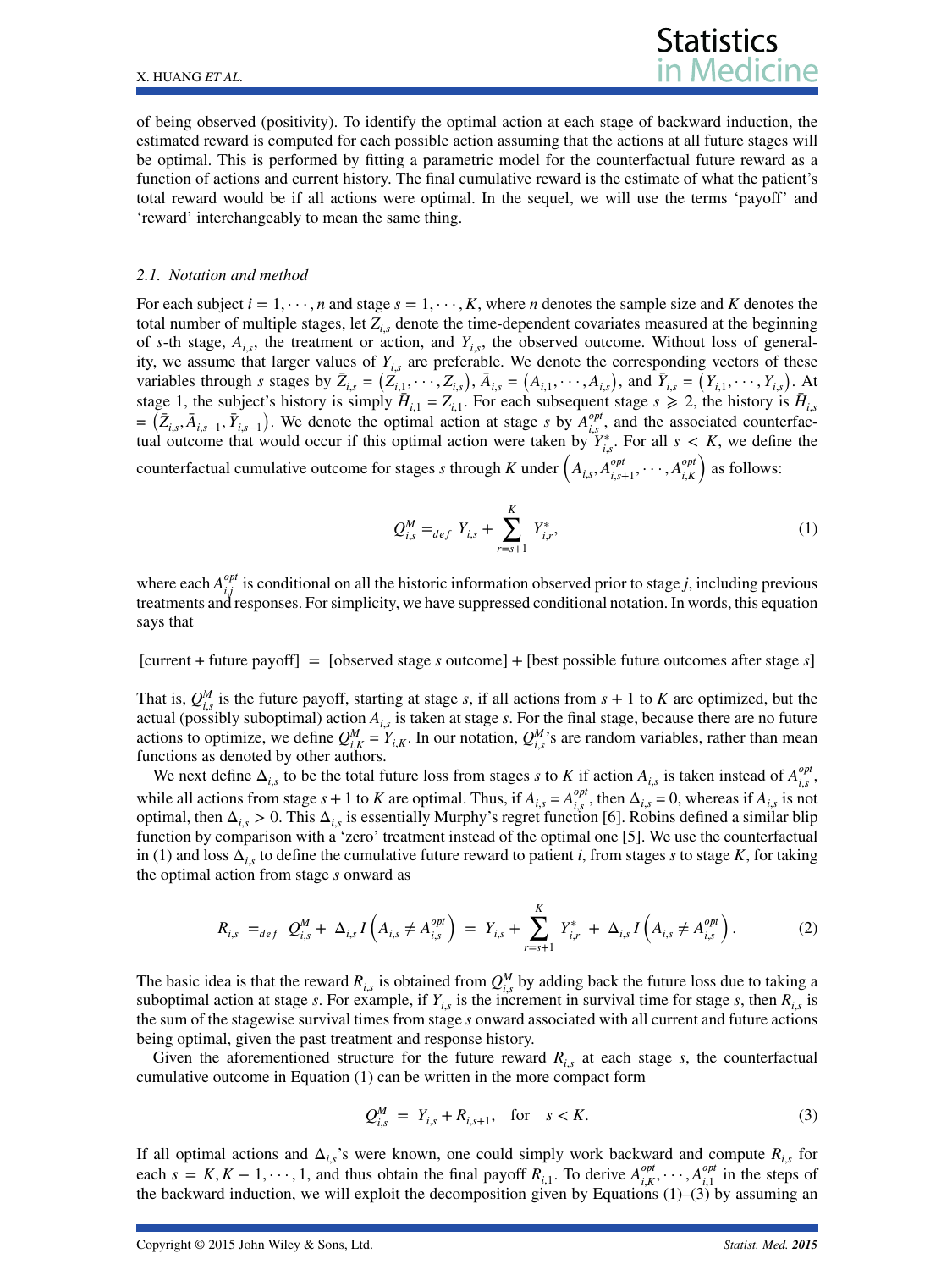of being observed (positivity). To identify the optimal action at each stage of backward induction, the estimated reward is computed for each possible action assuming that the actions at all future stages will be optimal. This is performed by fitting a parametric model for the counterfactual future reward as a function of actions and current history. The final cumulative reward is the estimate of what the patient's total reward would be if all actions were optimal. In the sequel, we will use the terms 'payoff' and 'reward' interchangeably to mean the same thing.

### 2.1. Notation and method

For each subject $i = 1, \cdots, n$ and stage $s = 1, \cdots, K$, where $n$ denotes the sample size and $K$ denotes the total number of multiple stages, let $Z_{i,s}$ denote the time-dependent covariates measured at the beginning of $s$-th stage, $A_{i,s}$, the treatment or action, and $Y_{i,s}$, the observed outcome. Without loss of generality, we assume that larger values of $Y_{i,s}$ are preferable. We denote the corresponding vectors of these variables through $s$ stages by $\bar{Z}_{i,s} = \left(Z_{i,1}, \cdots, Z_{i,s}\right)$, $\bar{A}_{i,s} = \left(A_{i,1}, \cdots, A_{i,s}\right)$, and $\bar{Y}_{i,s} = \left(Y_{i,1}, \cdots, Y_{i,s}\right)$. At stage 1, the subject's history is simply $\bar{H}_{i,1} = Z_{i,1}$. For each subsequent stage $s \geqslant 2$, the history is $\bar{H}_{i,s} = \left(\bar{Z}_{i,s}, \bar{A}_{i,s-1}, \bar{Y}_{i,s-1}\right)$. We denote the optimal action at stage $s$ by $A^{opt}_{i,s}$, and the associated counterfactual outcome that would occur if this optimal action were taken by $Y^*_{i,s}$. For all $s < K$, we define the counterfactual cumulative outcome for stages $s$ through $K$ under $\left(A_{i,s}, A^{opt}_{i,s+1}, \cdots, A^{opt}_{i,K}\right)$ as follows:

$$Q^M_{i,s} =_{def} Y_{i,s} + \sum_{r=s+1}^{K} Y^*_{i,r}, \tag{1}$$

where each $A^{opt}_{i,j}$ is conditional on all the historic information observed prior to stage $j$, including previous treatments and responses. For simplicity, we have suppressed conditional notation. In words, this equation says that

[current + future payoff] = [observed stage $s$ outcome] + [best possible future outcomes after stage $s$]

That is, $Q^M_{i,s}$ is the future payoff, starting at stage $s$, if all actions from $s+1$ to $K$ are optimized, but the actual (possibly suboptimal) action $A_{i,s}$ is taken at stage $s$. For the final stage, because there are no future actions to optimize, we define $Q^M_{i,K} = Y_{i,K}$. In our notation, $Q^M_{i,s}$'s are random variables, rather than mean functions as denoted by other authors.

We next define $\Delta_{i,s}$ to be the total future loss from stages $s$ to $K$ if action $A_{i,s}$ is taken instead of $A^{opt}_{i,s}$, while all actions from stage $s+1$ to $K$ are optimal. Thus, if $A_{i,s} = A^{opt}_{i,s}$, then $\Delta_{i,s} = 0$, whereas if $A_{i,s}$ is not optimal, then $\Delta_{i,s} > 0$. This $\Delta_{i,s}$ is essentially Murphy's regret function [6]. Robins defined a similar blip function by comparison with a 'zero' treatment instead of the optimal one [5]. We use the counterfactual in (1) and loss $\Delta_{i,s}$ to define the cumulative future reward to patient $i$, from stages $s$ to stage $K$, for taking the optimal action from stage $s$ onward as

$$R_{i,s} =_{def} Q^M_{i,s} + \Delta_{i,s} I\left(A_{i,s} \neq A^{opt}_{i,s}\right) = Y_{i,s} + \sum_{r=s+1}^{K} Y^*_{i,r} + \Delta_{i,s} I\left(A_{i,s} \neq A^{opt}_{i,s}\right). \tag{2}$$

The basic idea is that the reward $R_{i,s}$ is obtained from $Q^M_{i,s}$ by adding back the future loss due to taking a suboptimal action at stage $s$. For example, if $Y_{i,s}$ is the increment in survival time for stage $s$, then $R_{i,s}$ is the sum of the stagewise survival times from stage $s$ onward associated with all current and future actions being optimal, given the past treatment and response history.

Given the aforementioned structure for the future reward $R_{i,s}$ at each stage $s$, the counterfactual cumulative outcome in Equation (1) can be written in the more compact form

$$Q^M_{i,s} = Y_{i,s} + R_{i,s+1}, \quad \text{for} \quad s < K. \tag{3}$$

If all optimal actions and $\Delta_{i,s}$'s were known, one could simply work backward and compute $R_{i,s}$ for each $s = K, K-1, \cdots, 1$, and thus obtain the final payoff $R_{i,1}$. To derive $A^{opt}_{i,K}, \cdots, A^{opt}_{i,1}$ in the steps of the backward induction, we will exploit the decomposition given by Equations (1)–(3) by assuming an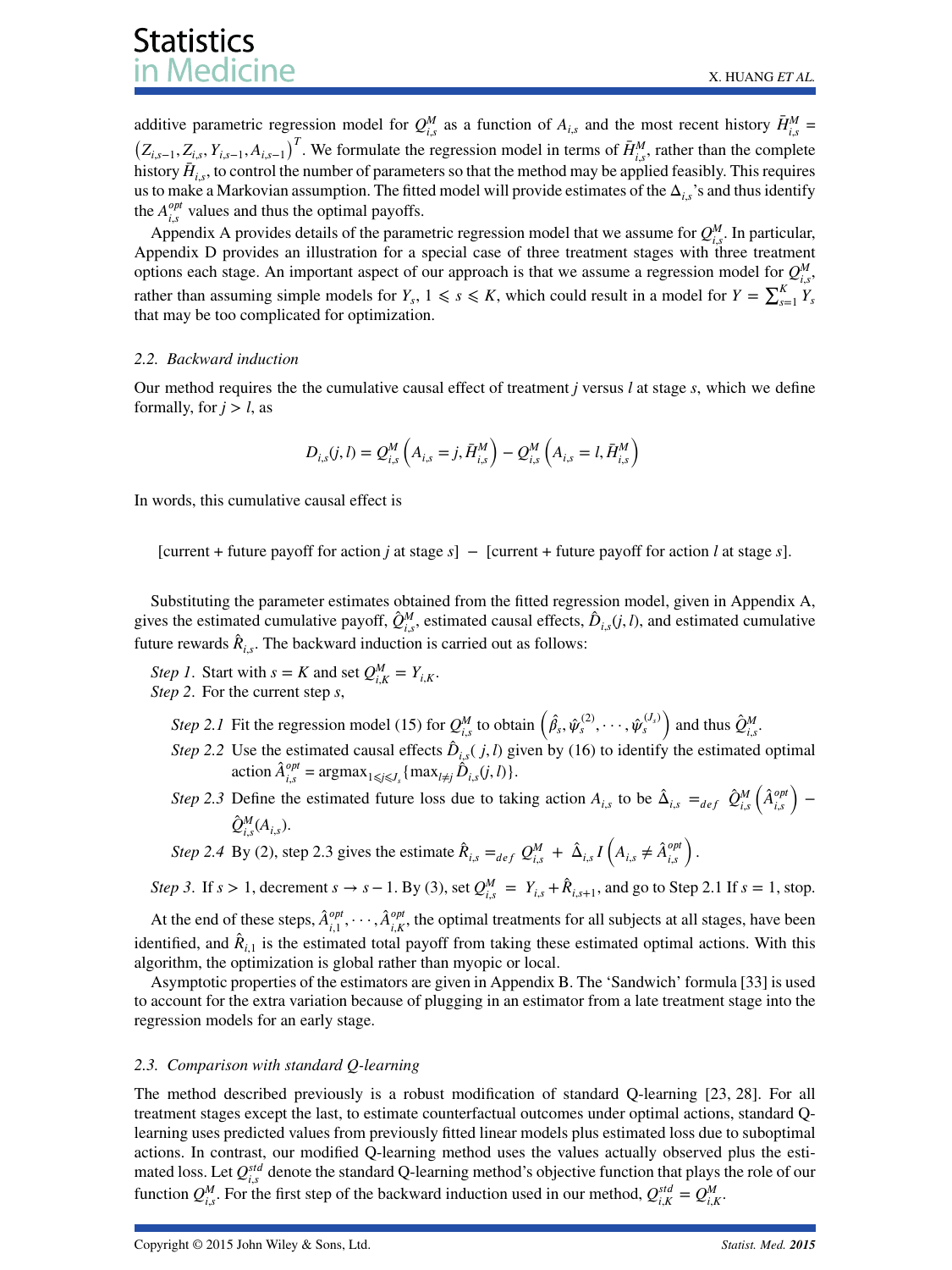additive parametric regression model for $Q^M_{i,s}$ as a function of $A_{i,s}$ and the most recent history $\bar{H}^M_{i,s} = \left(Z_{i,s-1}, Z_{i,s}, Y_{i,s-1}, A_{i,s-1}\right)^T$. We formulate the regression model in terms of $\bar{H}^M_{i,s}$, rather than the complete history $\bar{H}_{i,s}$, to control the number of parameters so that the method may be applied feasibly. This requires us to make a Markovian assumption. The fitted model will provide estimates of the $\Delta_{i,s}$'s and thus identify the $A^{opt}_{i,s}$ values and thus the optimal payoffs.

Appendix A provides details of the parametric regression model that we assume for $Q^M_{i,s}$. In particular, Appendix D provides an illustration for a special case of three treatment stages with three treatment options each stage. An important aspect of our approach is that we assume a regression model for $Q^M_{i,s}$, rather than assuming simple models for $Y_s$, $1 \leqslant s \leqslant K$, which could result in a model for $Y = \sum_{s=1}^{K} Y_s$ that may be too complicated for optimization.

### 2.2. *Backward induction*

Our method requires the the cumulative causal effect of treatment $j$ versus $l$ at stage $s$, which we define formally, for $j > l$, as

$$D_{i,s}(j,l) = Q^M_{i,s}\left(A_{i,s} = j, \bar{H}^M_{i,s}\right) - Q^M_{i,s}\left(A_{i,s} = l, \bar{H}^M_{i,s}\right)$$

In words, this cumulative causal effect is

[current + future payoff for action $j$ at stage $s$] $-$ [current + future payoff for action $l$ at stage $s$].

Substituting the parameter estimates obtained from the fitted regression model, given in Appendix A, gives the estimated cumulative payoff, $\hat{Q}^M_{i,s}$, estimated causal effects, $\hat{D}_{i,s}(j,l)$, and estimated cumulative future rewards $\hat{R}_{i,s}$. The backward induction is carried out as follows:

*Step 1*. Start with $s = K$ and set $Q^M_{i,K} = Y_{i,K}$.
*Step 2*. For the current step $s$,

- *Step 2.1* Fit the regression model (15) for $Q^M_{i,s}$ to obtain $\left(\hat{\beta}_s, \hat{\psi}^{(2)}_s, \cdots, \hat{\psi}^{(J_s)}_s\right)$ and thus $\hat{Q}^M_{i,s}$.
- *Step 2.2* Use the estimated causal effects $\hat{D}_{i,s}(j,l)$ given by (16) to identify the estimated optimal action $\hat{A}^{opt}_{i,s} = \text{argmax}_{1 \leqslant j \leqslant J_s}\{\max_{l \neq j} \hat{D}_{i,s}(j,l)\}$.
- *Step 2.3* Define the estimated future loss due to taking action $A_{i,s}$ to be $\hat{\Delta}_{i,s} =_{def} \hat{Q}^M_{i,s}\left(\hat{A}^{opt}_{i,s}\right) - \hat{Q}^M_{i,s}(A_{i,s})$.
- *Step 2.4* By (2), step 2.3 gives the estimate $\hat{R}_{i,s} =_{def} Q^M_{i,s} + \hat{\Delta}_{i,s} I\left(A_{i,s} \neq \hat{A}^{opt}_{i,s}\right)$.

*Step 3*. If $s > 1$, decrement $s \to s-1$. By (3), set $Q^M_{i,s} = Y_{i,s} + \hat{R}_{i,s+1}$, and go to Step 2.1 If $s = 1$, stop.

At the end of these steps, $\hat{A}^{opt}_{i,1}, \cdots, \hat{A}^{opt}_{i,K}$, the optimal treatments for all subjects at all stages, have been identified, and $\hat{R}_{i,1}$ is the estimated total payoff from taking these estimated optimal actions. With this algorithm, the optimization is global rather than myopic or local.

Asymptotic properties of the estimators are given in Appendix B. The 'Sandwich' formula [33] is used to account for the extra variation because of plugging in an estimator from a late treatment stage into the regression models for an early stage.

### 2.3. *Comparison with standard Q-learning*

The method described previously is a robust modification of standard Q-learning [23, 28]. For all treatment stages except the last, to estimate counterfactual outcomes under optimal actions, standard Q-learning uses predicted values from previously fitted linear models plus estimated loss due to suboptimal actions. In contrast, our modified Q-learning method uses the values actually observed plus the estimated loss. Let $Q^{std}_{i,s}$ denote the standard Q-learning method's objective function that plays the role of our function $Q^M_{i,s}$. For the first step of the backward induction used in our method, $Q^{std}_{i,K} = Q^M_{i,K}$.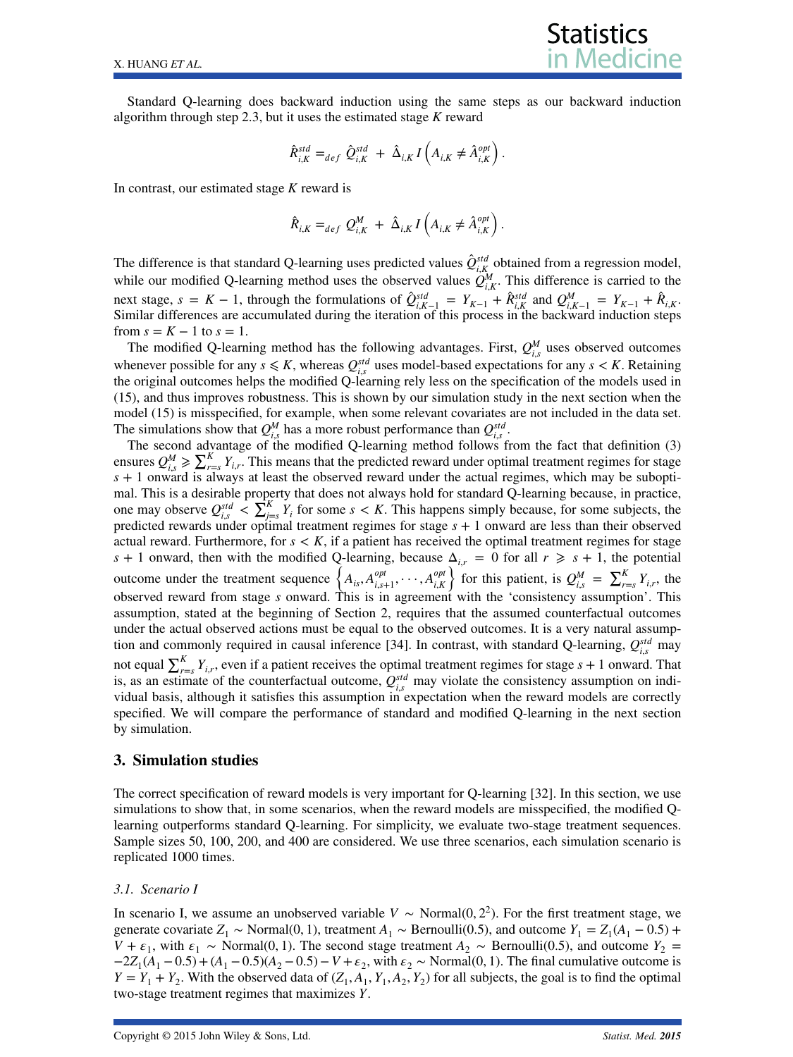Standard Q-learning does backward induction using the same steps as our backward induction algorithm through step 2.3, but it uses the estimated stage $K$ reward

$$\hat{R}^{std}_{i,K} =_{def} \hat{Q}^{std}_{i,K} + \hat{\Delta}_{i,K} I\left(A_{i,K} \neq \hat{A}^{opt}_{i,K}\right).$$

In contrast, our estimated stage $K$ reward is

$$\hat{R}_{i,K} =_{def} Q^{M}_{i,K} + \hat{\Delta}_{i,K} I\left(A_{i,K} \neq \hat{A}^{opt}_{i,K}\right).$$

The difference is that standard Q-learning uses predicted values $\hat{Q}^{std}_{i,K}$ obtained from a regression model, while our modified Q-learning method uses the observed values $Q^{M}_{i,K}$. This difference is carried to the next stage, $s = K-1$, through the formulations of $\hat{Q}^{std}_{i,K-1} = Y_{K-1} + \hat{R}^{std}_{i,K}$ and $Q^{M}_{i,K-1} = Y_{K-1} + \hat{R}_{i,K}$. Similar differences are accumulated during the iteration of this process in the backward induction steps from $s = K-1$ to $s = 1$.

The modified Q-learning method has the following advantages. First, $Q^{M}_{i,s}$ uses observed outcomes whenever possible for any $s \leqslant K$, whereas $Q^{std}_{i,s}$ uses model-based expectations for any $s < K$. Retaining the original outcomes helps the modified Q-learning rely less on the specification of the models used in (15), and thus improves robustness. This is shown by our simulation study in the next section when the model (15) is misspecified, for example, when some relevant covariates are not included in the data set. The simulations show that $Q^{M}_{i,s}$ has a more robust performance than $Q^{std}_{i,s}$.

The second advantage of the modified Q-learning method follows from the fact that definition (3) ensures $Q^{M}_{i,s} \geqslant \sum_{r=s}^{K} Y_{i,r}$. This means that the predicted reward under optimal treatment regimes for stage $s+1$ onward is always at least the observed reward under the actual regimes, which may be suboptimal. This is a desirable property that does not always hold for standard Q-learning because, in practice, one may observe $Q^{std}_{i,s} < \sum_{j=s}^{K} Y_i$ for some $s < K$. This happens simply because, for some subjects, the predicted rewards under optimal treatment regimes for stage $s+1$ onward are less than their observed actual reward. Furthermore, for $s < K$, if a patient has received the optimal treatment regimes for stage $s+1$ onward, then with the modified Q-learning, because $\Delta_{i,r} = 0$ for all $r \geqslant s+1$, the potential outcome under the treatment sequence $\left\{A_{is}, A^{opt}_{i,s+1}, \cdots, A^{opt}_{i,K}\right\}$ for this patient, is $Q^{M}_{i,s} = \sum_{r=s}^{K} Y_{i,r}$, the observed reward from stage $s$ onward. This is in agreement with the 'consistency assumption'. This assumption, stated at the beginning of Section 2, requires that the assumed counterfactual outcomes under the actual observed actions must be equal to the observed outcomes. It is a very natural assumption and commonly required in causal inference [34]. In contrast, with standard Q-learning, $Q^{std}_{i,s}$ may not equal $\sum_{r=s}^{K} Y_{i,r}$, even if a patient receives the optimal treatment regimes for stage $s+1$ onward. That is, as an estimate of the counterfactual outcome, $Q^{std}_{i,s}$ may violate the consistency assumption on individual basis, although it satisfies this assumption in expectation when the reward models are correctly specified. We will compare the performance of standard and modified Q-learning in the next section by simulation.

## 3. Simulation studies

The correct specification of reward models is very important for Q-learning [32]. In this section, we use simulations to show that, in some scenarios, when the reward models are misspecified, the modified Q-learning outperforms standard Q-learning. For simplicity, we evaluate two-stage treatment sequences. Sample sizes 50, 100, 200, and 400 are considered. We use three scenarios, each simulation scenario is replicated 1000 times.

### 3.1. Scenario I

In scenario I, we assume an unobserved variable $V \sim \text{Normal}(0, 2^2)$. For the first treatment stage, we generate covariate $Z_1 \sim \text{Normal}(0, 1)$, treatment $A_1 \sim \text{Bernoulli}(0.5)$, and outcome $Y_1 = Z_1(A_1 - 0.5) + V + \epsilon_1$, with $\epsilon_1 \sim \text{Normal}(0, 1)$. The second stage treatment $A_2 \sim \text{Bernoulli}(0.5)$, and outcome $Y_2 = -2Z_1(A_1 - 0.5) + (A_1 - 0.5)(A_2 - 0.5) - V + \epsilon_2$, with $\epsilon_2 \sim \text{Normal}(0, 1)$. The final cumulative outcome is $Y = Y_1 + Y_2$. With the observed data of $(Z_1, A_1, Y_1, A_2, Y_2)$ for all subjects, the goal is to find the optimal two-stage treatment regimes that maximizes $Y$.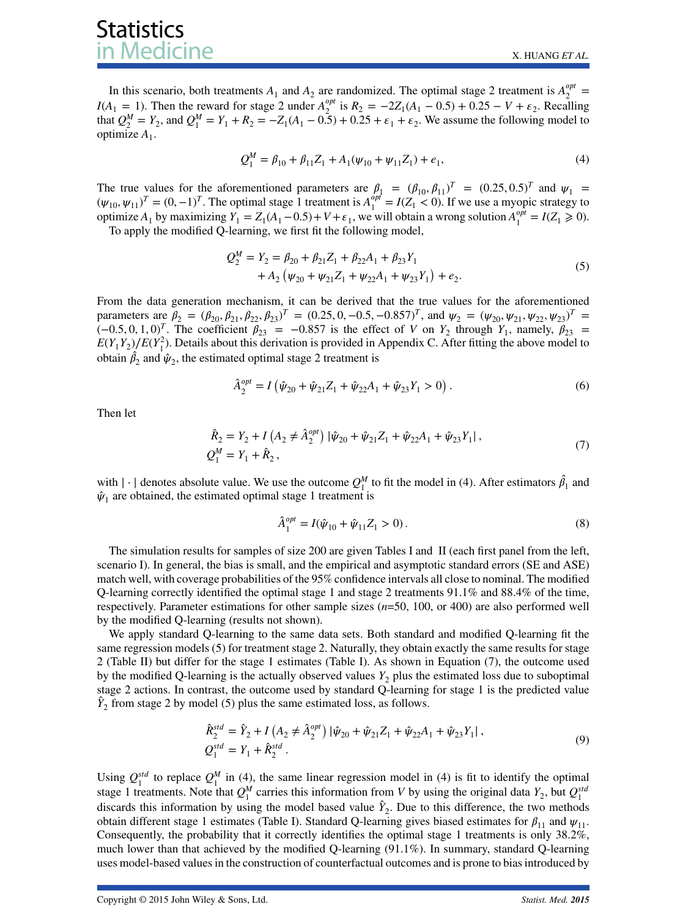In this scenario, both treatments $A_1$ and $A_2$ are randomized. The optimal stage 2 treatment is $A_2^{opt} = I(A_1 = 1)$. Then the reward for stage 2 under $A_2^{opt}$ is $R_2 = -2Z_1(A_1 - 0.5) + 0.25 - V + \varepsilon_2$. Recalling that $Q_2^M = Y_2$, and $Q_1^M = Y_1 + R_2 = -Z_1(A_1 - 0.5) + 0.25 + \varepsilon_1 + \varepsilon_2$. We assume the following model to optimize $A_1$.

$$Q_1^M = \beta_{10} + \beta_{11}Z_1 + A_1(\psi_{10} + \psi_{11}Z_1) + e_1, \tag{4}$$

The true values for the aforementioned parameters are $\beta_1 = (\beta_{10}, \beta_{11})^T = (0.25, 0.5)^T$ and $\psi_1 = (\psi_{10}, \psi_{11})^T = (0, -1)^T$. The optimal stage 1 treatment is $A_1^{opt} = I(Z_1 < 0)$. If we use a myopic strategy to optimize $A_1$ by maximizing $Y_1 = Z_1(A_1 - 0.5) + V + \varepsilon_1$, we will obtain a wrong solution $A_1^{opt} = I(Z_1 \geqslant 0)$.

To apply the modified Q-learning, we first fit the following model,

$$\begin{aligned} Q_2^M = Y_2 = \beta_{20} + \beta_{21}Z_1 + \beta_{22}A_1 + \beta_{23}Y_1 \\ + A_2\left(\psi_{20} + \psi_{21}Z_1 + \psi_{22}A_1 + \psi_{23}Y_1\right) + e_2. \end{aligned} \tag{5}$$

From the data generation mechanism, it can be derived that the true values for the aforementioned parameters are $\beta_2 = (\beta_{20}, \beta_{21}, \beta_{22}, \beta_{23})^T = (0.25, 0, -0.5, -0.857)^T$, and $\psi_2 = (\psi_{20}, \psi_{21}, \psi_{22}, \psi_{23})^T = (-0.5, 0, 1, 0)^T$. The coefficient $\beta_{23} = -0.857$ is the effect of $V$ on $Y_2$ through $Y_1$, namely, $\beta_{23} = E(Y_1Y_2)/E(Y_1^2)$. Details about this derivation is provided in Appendix C. After fitting the above model to obtain $\hat{\beta}_2$ and $\hat{\psi}_2$, the estimated optimal stage 2 treatment is

$$\hat{A}_2^{opt} = I\left(\hat{\psi}_{20} + \hat{\psi}_{21}Z_1 + \hat{\psi}_{22}A_1 + \hat{\psi}_{23}Y_1 > 0\right). \tag{6}$$

Then let

$$\begin{aligned} \hat{R}_2 &= Y_2 + I\left(A_2 \neq \hat{A}_2^{opt}\right)\left|\hat{\psi}_{20} + \hat{\psi}_{21}Z_1 + \hat{\psi}_{22}A_1 + \hat{\psi}_{23}Y_1\right|, \\ Q_1^M &= Y_1 + \hat{R}_2, \end{aligned} \tag{7}$$

with $|\cdot|$ denotes absolute value. We use the outcome $Q_1^M$ to fit the model in (4). After estimators $\hat{\beta}_1$ and $\hat{\psi}_1$ are obtained, the estimated optimal stage 1 treatment is

$$\hat{A}_1^{opt} = I(\hat{\psi}_{10} + \hat{\psi}_{11}Z_1 > 0). \tag{8}$$

The simulation results for samples of size 200 are given Tables I and II (each first panel from the left, scenario I). In general, the bias is small, and the empirical and asymptotic standard errors (SE and ASE) match well, with coverage probabilities of the 95% confidence intervals all close to nominal. The modified Q-learning correctly identified the optimal stage 1 and stage 2 treatments 91.1% and 88.4% of the time, respectively. Parameter estimations for other sample sizes ($n$=50, 100, or 400) are also performed well by the modified Q-learning (results not shown).

We apply standard Q-learning to the same data sets. Both standard and modified Q-learning fit the same regression models (5) for treatment stage 2. Naturally, they obtain exactly the same results for stage 2 (Table II) but differ for the stage 1 estimates (Table I). As shown in Equation (7), the outcome used by the modified Q-learning is the actually observed values $Y_2$ plus the estimated loss due to suboptimal stage 2 actions. In contrast, the outcome used by standard Q-learning for stage 1 is the predicted value $\hat{Y}_2$ from stage 2 by model (5) plus the same estimated loss, as follows.

$$\begin{aligned} \hat{R}_2^{std} &= \hat{Y}_2 + I\left(A_2 \neq \hat{A}_2^{opt}\right)\left|\hat{\psi}_{20} + \hat{\psi}_{21}Z_1 + \hat{\psi}_{22}A_1 + \hat{\psi}_{23}Y_1\right|, \\ Q_1^{std} &= Y_1 + \hat{R}_2^{std}. \end{aligned} \tag{9}$$

Using $Q_1^{std}$ to replace $Q_1^M$ in (4), the same linear regression model in (4) is fit to identify the optimal stage 1 treatments. Note that $Q_1^M$ carries this information from $V$ by using the original data $Y_2$, but $Q_1^{std}$ discards this information by using the model based value $\hat{Y}_2$. Due to this difference, the two methods obtain different stage 1 estimates (Table I). Standard Q-learning gives biased estimates for $\beta_{11}$ and $\psi_{11}$. Consequently, the probability that it correctly identifies the optimal stage 1 treatments is only 38.2%, much lower than that achieved by the modified Q-learning (91.1%). In summary, standard Q-learning uses model-based values in the construction of counterfactual outcomes and is prone to bias introduced by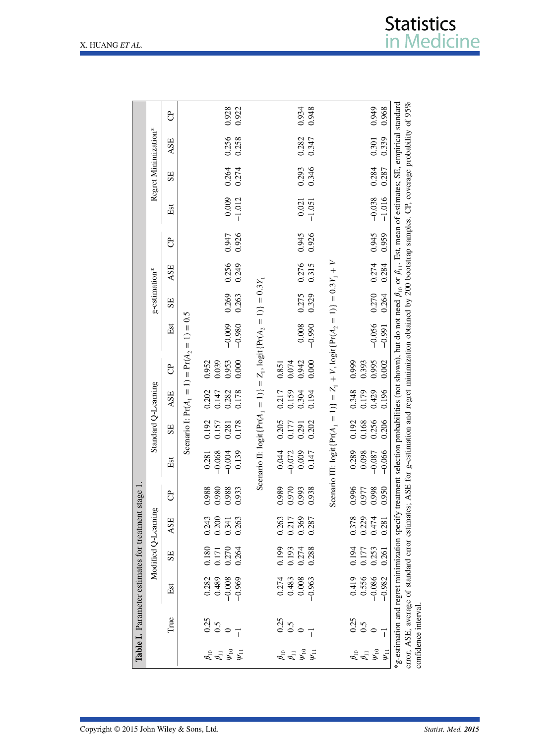**Table I.** Parameter estimates for treatment stage 1.

| | True | Modified Q-Learning | | | | Standard Q-Learning | | | | g-estimation* | | | | Regret Minimization* | | | |
|---|---|---|---|---|---|---|---|---|---|---|---|---|---|---|---|---|---|
| | | Est | SE | ASE | CP | Est | SE | ASE | CP | Est | SE | ASE | CP | Est | SE | ASE | CP |
| Scenario I: $\Pr(A_1 = 1) = \Pr(A_2 = 1) = 0.5$ | | | | | | | | | | | | | | | | | |
| $\beta_{10}$ | 0.25 | 0.282 | 0.180 | 0.243 | 0.988 | 0.281 | 0.192 | 0.202 | 0.952 | | | | | | | | |
| $\beta_{11}$ | 0.5 | 0.489 | 0.171 | 0.200 | 0.980 | −0.068 | 0.157 | 0.147 | 0.039 | | | | | | | | |
| $\psi_{10}$ | 0 | −0.008 | 0.270 | 0.341 | 0.988 | −0.004 | 0.281 | 0.282 | 0.953 | −0.009 | 0.269 | 0.256 | 0.947 | 0.009 | 0.264 | 0.256 | 0.928 |
| $\psi_{11}$ | −1 | −0.969 | 0.264 | 0.263 | 0.933 | 0.139 | 0.178 | 0.178 | 0.000 | −0.980 | 0.263 | 0.249 | 0.926 | −1.012 | 0.274 | 0.258 | 0.922 |
| Scenario II: $\text{logit}\{\Pr(A_1 = 1)\} = Z_1$, $\text{logit}\{\Pr(A_2 = 1)\} = 0.3Y_1$ | | | | | | | | | | | | | | | | | |
| $\beta_{10}$ | 0.25 | 0.274 | 0.199 | 0.263 | 0.989 | 0.044 | 0.205 | 0.217 | 0.851 | | | | | | | | |
| $\beta_{11}$ | 0.5 | 0.483 | 0.193 | 0.217 | 0.970 | −0.072 | 0.177 | 0.159 | 0.074 | | | | | | | | |
| $\psi_{10}$ | 0 | 0.008 | 0.274 | 0.369 | 0.993 | 0.009 | 0.291 | 0.304 | 0.942 | 0.008 | 0.275 | 0.276 | 0.945 | 0.021 | 0.293 | 0.282 | 0.934 |
| $\psi_{11}$ | −1 | −0.963 | 0.288 | 0.287 | 0.938 | 0.147 | 0.202 | 0.194 | 0.000 | −0.990 | 0.329 | 0.315 | 0.926 | −1.051 | 0.346 | 0.347 | 0.948 |
| Scenario III: $\text{logit}\{\Pr(A_1 = 1)\} = Z_1 + V$, $\text{logit}\{\Pr(A_2 = 1)\} = 0.3Y_1 + V$ | | | | | | | | | | | | | | | | | |
| $\beta_{10}$ | 0.25 | 0.419 | 0.194 | 0.378 | 0.996 | 0.289 | 0.192 | 0.348 | 0.999 | | | | | | | | |
| $\beta_{11}$ | 0.5 | 0.556 | 0.177 | 0.229 | 0.977 | 0.098 | 0.168 | 0.179 | 0.393 | | | | | | | | |
| $\psi_{10}$ | 0 | −0.086 | 0.253 | 0.474 | 0.998 | −0.087 | 0.256 | 0.429 | 0.995 | −0.056 | 0.270 | 0.274 | 0.945 | −0.038 | 0.284 | 0.301 | 0.949 |
| $\psi_{11}$ | −1 | −0.982 | 0.261 | 0.281 | 0.950 | −0.066 | 0.206 | 0.196 | 0.002 | −0.991 | 0.264 | 0.284 | 0.959 | −1.016 | 0.287 | 0.339 | 0.968 |

*g-estimation and regret minimization specify treatment selection probabilities (not shown), but do not need $\beta_{10}$ or $\beta_{11}$. Est, mean of estimates; SE, empirical standard error; ASE, average of standard error estimates; ASE for g-estimation and regret minimization obtained by 200 bootstrap samples. CP, coverage probability of 95% confidence interval.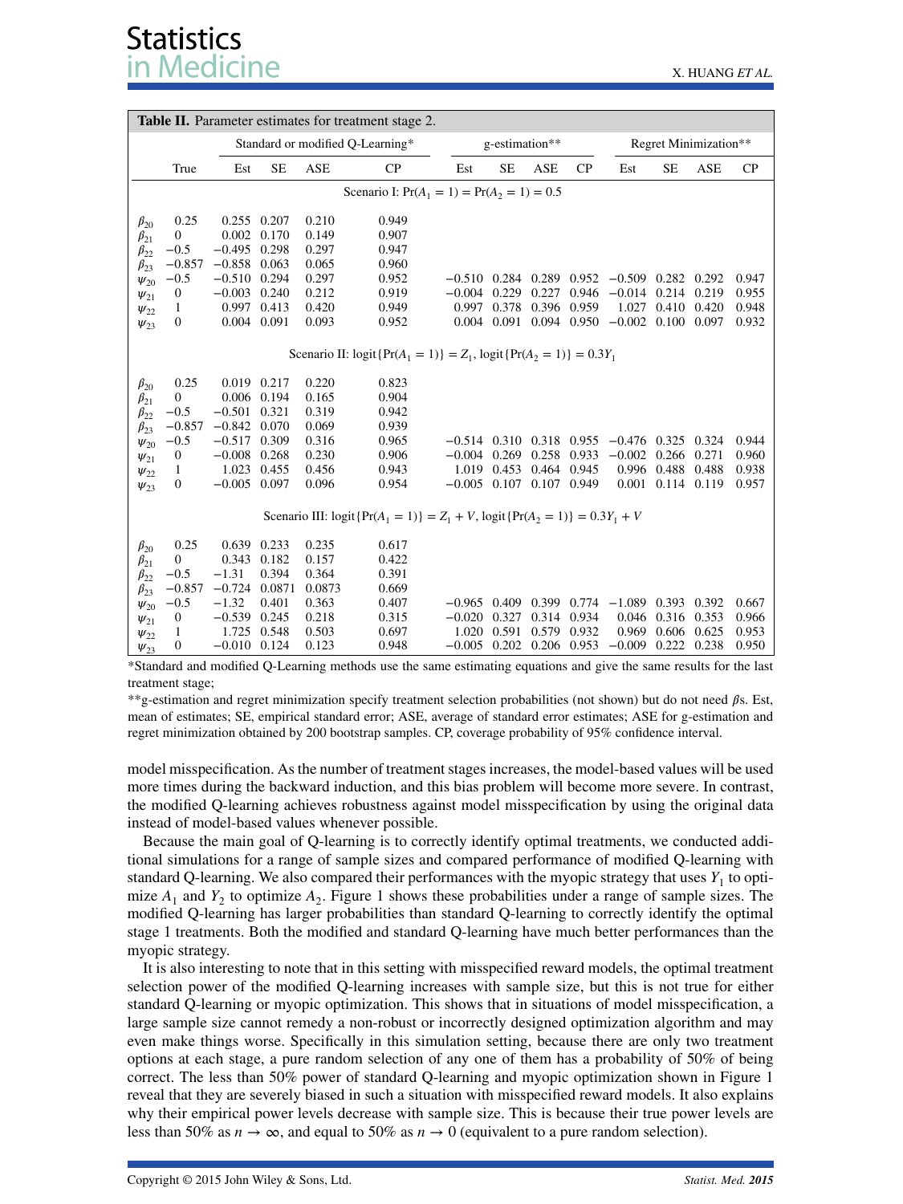**Table II.** Parameter estimates for treatment stage 2.

| | True | Standard or modified Q-Learning* | | | | g-estimation** | | | | Regret Minimization** | | | |
|---|---|---|---|---|---|---|---|---|---|---|---|---|---|
| | | Est | SE | ASE | CP | Est | SE | ASE | CP | Est | SE | ASE | CP |
| | | | | | Scenario I: $\Pr(A_1=1)=\Pr(A_2=1)=0.5$ | | | | | | | | |
| $\beta_{20}$ | 0.25 | 0.255 | 0.207 | 0.210 | 0.949 | | | | | | | | |
| $\beta_{21}$ | 0 | 0.002 | 0.170 | 0.149 | 0.907 | | | | | | | | |
| $\beta_{22}$ | −0.5 | −0.495 | 0.298 | 0.297 | 0.947 | | | | | | | | |
| $\beta_{23}$ | −0.857 | −0.858 | 0.063 | 0.065 | 0.960 | | | | | | | | |
| $\psi_{20}$ | −0.5 | −0.510 | 0.294 | 0.297 | 0.952 | −0.510 | 0.284 | 0.289 | 0.952 | −0.509 | 0.282 | 0.292 | 0.947 |
| $\psi_{21}$ | 0 | −0.003 | 0.240 | 0.212 | 0.919 | −0.004 | 0.229 | 0.227 | 0.946 | −0.014 | 0.214 | 0.219 | 0.955 |
| $\psi_{22}$ | 1 | 0.997 | 0.413 | 0.420 | 0.949 | 0.997 | 0.378 | 0.396 | 0.959 | 1.027 | 0.410 | 0.420 | 0.948 |
| $\psi_{23}$ | 0 | 0.004 | 0.091 | 0.093 | 0.952 | 0.004 | 0.091 | 0.094 | 0.950 | −0.002 | 0.100 | 0.097 | 0.932 |
| | | | | | Scenario II: $\text{logit}\{\Pr(A_1=1)\}=Z_1$, $\text{logit}\{\Pr(A_2=1)\}=0.3Y_1$ | | | | | | | | |
| $\beta_{20}$ | 0.25 | 0.019 | 0.217 | 0.220 | 0.823 | | | | | | | | |
| $\beta_{21}$ | 0 | 0.006 | 0.194 | 0.165 | 0.904 | | | | | | | | |
| $\beta_{22}$ | −0.5 | −0.501 | 0.321 | 0.319 | 0.942 | | | | | | | | |
| $\beta_{23}$ | −0.857 | −0.842 | 0.070 | 0.069 | 0.939 | | | | | | | | |
| $\psi_{20}$ | −0.5 | −0.517 | 0.309 | 0.316 | 0.965 | −0.514 | 0.310 | 0.318 | 0.955 | −0.476 | 0.325 | 0.324 | 0.944 |
| $\psi_{21}$ | 0 | −0.008 | 0.268 | 0.230 | 0.906 | −0.004 | 0.269 | 0.258 | 0.933 | −0.002 | 0.266 | 0.271 | 0.960 |
| $\psi_{22}$ | 1 | 1.023 | 0.455 | 0.456 | 0.943 | 1.019 | 0.453 | 0.464 | 0.945 | 0.996 | 0.488 | 0.488 | 0.938 |
| $\psi_{23}$ | 0 | −0.005 | 0.097 | 0.096 | 0.954 | −0.005 | 0.107 | 0.107 | 0.949 | 0.001 | 0.114 | 0.119 | 0.957 |
| | | | | | Scenario III: $\text{logit}\{\Pr(A_1=1)\}=Z_1+V$, $\text{logit}\{\Pr(A_2=1)\}=0.3Y_1+V$ | | | | | | | | |
| $\beta_{20}$ | 0.25 | 0.639 | 0.233 | 0.235 | 0.617 | | | | | | | | |
| $\beta_{21}$ | 0 | 0.343 | 0.182 | 0.157 | 0.422 | | | | | | | | |
| $\beta_{22}$ | −0.5 | −1.31 | 0.394 | 0.364 | 0.391 | | | | | | | | |
| $\beta_{23}$ | −0.857 | −0.724 | 0.0871 | 0.0873 | 0.669 | | | | | | | | |
| $\psi_{20}$ | −0.5 | −1.32 | 0.401 | 0.363 | 0.407 | −0.965 | 0.409 | 0.399 | 0.774 | −1.089 | 0.393 | 0.392 | 0.667 |
| $\psi_{21}$ | 0 | −0.539 | 0.245 | 0.218 | 0.315 | −0.020 | 0.327 | 0.314 | 0.934 | 0.046 | 0.316 | 0.353 | 0.966 |
| $\psi_{22}$ | 1 | 1.725 | 0.548 | 0.503 | 0.697 | 1.020 | 0.591 | 0.579 | 0.932 | 0.969 | 0.606 | 0.625 | 0.953 |
| $\psi_{23}$ | 0 | −0.010 | 0.124 | 0.123 | 0.948 | −0.005 | 0.202 | 0.206 | 0.953 | −0.009 | 0.222 | 0.238 | 0.950 |

*Standard and modified Q-Learning methods use the same estimating equations and give the same results for the last treatment stage;

**g-estimation and regret minimization specify treatment selection probabilities (not shown) but do not need $\beta$s. Est, mean of estimates; SE, empirical standard error; ASE, average of standard error estimates; ASE for g-estimation and regret minimization obtained by 200 bootstrap samples. CP, coverage probability of 95% confidence interval.

model misspecification. As the number of treatment stages increases, the model-based values will be used more times during the backward induction, and this bias problem will become more severe. In contrast, the modified Q-learning achieves robustness against model misspecification by using the original data instead of model-based values whenever possible.

Because the main goal of Q-learning is to correctly identify optimal treatments, we conducted additional simulations for a range of sample sizes and compared performance of modified Q-learning with standard Q-learning. We also compared their performances with the myopic strategy that uses $Y_1$ to optimize $A_1$ and $Y_2$ to optimize $A_2$. Figure 1 shows these probabilities under a range of sample sizes. The modified Q-learning has larger probabilities than standard Q-learning to correctly identify the optimal stage 1 treatments. Both the modified and standard Q-learning have much better performances than the myopic strategy.

It is also interesting to note that in this setting with misspecified reward models, the optimal treatment selection power of the modified Q-learning increases with sample size, but this is not true for either standard Q-learning or myopic optimization. This shows that in situations of model misspecification, a large sample size cannot remedy a non-robust or incorrectly designed optimization algorithm and may even make things worse. Specifically in this simulation setting, because there are only two treatment options at each stage, a pure random selection of any one of them has a probability of 50% of being correct. The less than 50% power of standard Q-learning and myopic optimization shown in Figure 1 reveal that they are severely biased in such a situation with misspecified reward models. It also explains why their empirical power levels decrease with sample size. This is because their true power levels are less than 50% as $n \to \infty$, and equal to 50% as $n \to 0$ (equivalent to a pure random selection).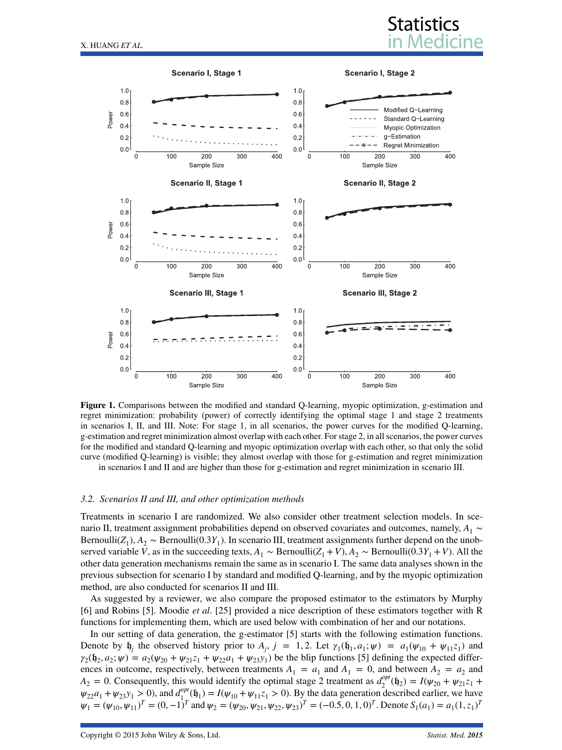**Figure 1.** Comparisons between the modified and standard Q-learning, myopic optimization, g-estimation and regret minimization: probability (power) of correctly identifying the optimal stage 1 and stage 2 treatments in scenarios I, II, and III. Note: For stage 1, in all scenarios, the power curves for the modified Q-learning, g-estimation and regret minimization almost overlap with each other. For stage 2, in all scenarios, the power curves for the modified and standard Q-learning and myopic optimization overlap with each other, so that only the solid curve (modified Q-learning) is visible; they almost overlap with those for g-estimation and regret minimization in scenarios I and II and are higher than those for g-estimation and regret minimization in scenario III.

### *3.2. Scenarios II and III, and other optimization methods*

Treatments in scenario I are randomized. We also consider other treatment selection models. In scenario II, treatment assignment probabilities depend on observed covariates and outcomes, namely, $A_1 \sim \text{Bernoulli}(Z_1)$, $A_2 \sim \text{Bernoulli}(0.3Y_1)$. In scenario III, treatment assignments further depend on the unobserved variable $V$, as in the succeeding texts, $A_1 \sim \text{Bernoulli}(Z_1 + V)$, $A_2 \sim \text{Bernoulli}(0.3Y_1 + V)$. All the other data generation mechanisms remain the same as in scenario I. The same data analyses shown in the previous subsection for scenario I by standard and modified Q-learning, and by the myopic optimization method, are also conducted for scenarios II and III.

As suggested by a reviewer, we also compare the proposed estimator to the estimators by Murphy [6] and Robins [5]. Moodie *et al*. [25] provided a nice description of these estimators together with R functions for implementing them, which are used below with combination of her and our notations.

In our setting of data generation, the g-estimator [5] starts with the following estimation functions. Denote by $\mathfrak{h}_j$ the observed history prior to $A_j$, $j = 1, 2$. Let $\gamma_1(\mathfrak{h}_1, a_1; \psi) = a_1(\psi_{10} + \psi_{11} z_1)$ and $\gamma_2(\mathfrak{h}_2, a_2; \psi) = a_2(\psi_{20} + \psi_{21} z_1 + \psi_{22} a_1 + \psi_{23} y_1)$ be the blip functions [5] defining the expected differences in outcome, respectively, between treatments $A_1 = a_1$ and $A_1 = 0$, and between $A_2 = a_2$ and $A_2 = 0$. Consequently, this would identify the optimal stage 2 treatment as $d_2^{opt}(\mathfrak{h}_2) = I(\psi_{20} + \psi_{21} z_1 + \psi_{22} a_1 + \psi_{23} y_1 > 0)$, and $d_1^{opt}(\mathfrak{h}_1) = I(\psi_{10} + \psi_{11} z_1 > 0)$. By the data generation described earlier, we have $\psi_1 = (\psi_{10}, \psi_{11})^T = (0, -1)^T$ and $\psi_2 = (\psi_{20}, \psi_{21}, \psi_{22}, \psi_{23})^T = (-0.5, 0, 1, 0)^T$. Denote $S_1(a_1) = a_1(1, z_1)^T$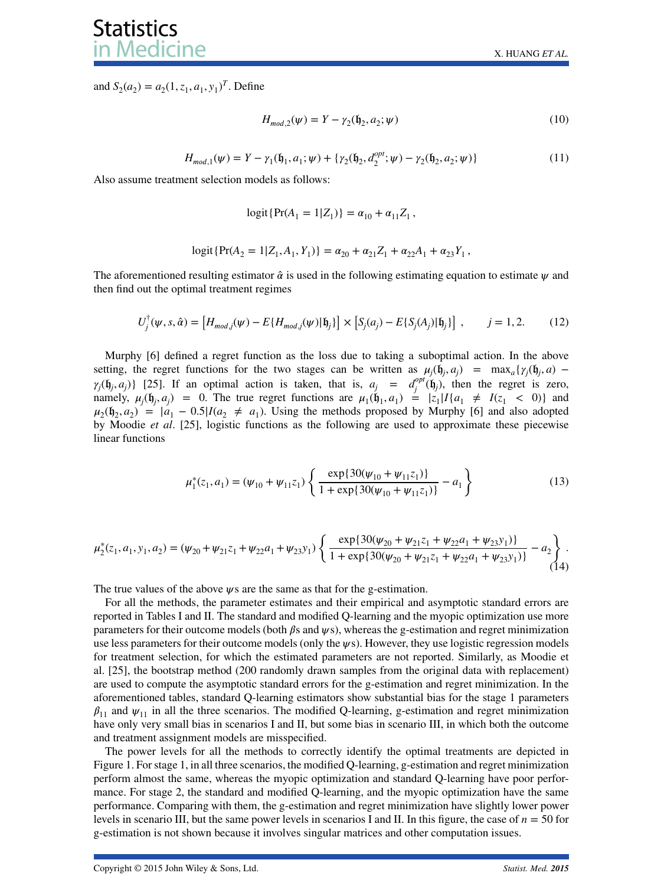and $S_2(a_2) = a_2(1, z_1, a_1, y_1)^T$. Define

$$H_{mod,2}(\psi) = Y - \gamma_2(\mathfrak{h}_2, a_2; \psi) \tag{10}$$

$$H_{mod,1}(\psi) = Y - \gamma_1(\mathfrak{h}_1, a_1; \psi) + \{\gamma_2(\mathfrak{h}_2, d_2^{opt}; \psi) - \gamma_2(\mathfrak{h}_2, a_2; \psi)\} \tag{11}$$

Also assume treatment selection models as follows:

$$\text{logit}\{\Pr(A_1 = 1|Z_1)\} = \alpha_{10} + \alpha_{11} Z_1 ,$$

$$\text{logit}\{\Pr(A_2 = 1|Z_1, A_1, Y_1)\} = \alpha_{20} + \alpha_{21} Z_1 + \alpha_{22} A_1 + \alpha_{23} Y_1 ,$$

The aforementioned resulting estimator $\hat{\alpha}$ is used in the following estimating equation to estimate $\psi$ and then find out the optimal treatment regimes

$$U_j^{\dagger}(\psi, s, \hat{\alpha}) = \left[H_{mod,j}(\psi) - E\{H_{mod,j}(\psi)|\mathfrak{h}_j\}\right] \times \left[S_j(a_j) - E\{S_j(A_j)|\mathfrak{h}_j\}\right] , \qquad j = 1, 2. \tag{12}$$

Murphy [6] defined a regret function as the loss due to taking a suboptimal action. In the above setting, the regret functions for the two stages can be written as $\mu_j(\mathfrak{h}_j, a_j) = \max_a\{\gamma_j(\mathfrak{h}_j, a) - \gamma_j(\mathfrak{h}_j, a_j)\}$ [25]. If an optimal action is taken, that is, $a_j = d_j^{opt}(\mathfrak{h}_j)$, then the regret is zero, namely, $\mu_j(\mathfrak{h}_j, a_j) = 0$. The true regret functions are $\mu_1(\mathfrak{h}_1, a_1) = |z_1| I\{a_1 \neq I(z_1 < 0)\}$ and $\mu_2(\mathfrak{h}_2, a_2) = |a_1 - 0.5| I(a_2 \neq a_1)$. Using the methods proposed by Murphy [6] and also adopted by Moodie *et al*. [25], logistic functions as the following are used to approximate these piecewise linear functions

$$\mu_1^*(z_1, a_1) = (\psi_{10} + \psi_{11} z_1) \left\{ \frac{\exp\{30(\psi_{10} + \psi_{11} z_1)\}}{1 + \exp\{30(\psi_{10} + \psi_{11} z_1)\}} - a_1 \right\} \tag{13}$$

$$\mu_2^*(z_1, a_1, y_1, a_2) = (\psi_{20} + \psi_{21} z_1 + \psi_{22} a_1 + \psi_{23} y_1) \left\{ \frac{\exp\{30(\psi_{20} + \psi_{21} z_1 + \psi_{22} a_1 + \psi_{23} y_1)\}}{1 + \exp\{30(\psi_{20} + \psi_{21} z_1 + \psi_{22} a_1 + \psi_{23} y_1)\}} - a_2 \right\} . \tag{14}$$

The true values of the above $\psi$s are the same as that for the g-estimation.

For all the methods, the parameter estimates and their empirical and asymptotic standard errors are reported in Tables I and II. The standard and modified Q-learning and the myopic optimization use more parameters for their outcome models (both $\beta$s and $\psi$s), whereas the g-estimation and regret minimization use less parameters for their outcome models (only the $\psi$s). However, they use logistic regression models for treatment selection, for which the estimated parameters are not reported. Similarly, as Moodie et al. [25], the bootstrap method (200 randomly drawn samples from the original data with replacement) are used to compute the asymptotic standard errors for the g-estimation and regret minimization. In the aforementioned tables, standard Q-learning estimators show substantial bias for the stage 1 parameters $\beta_{11}$ and $\psi_{11}$ in all the three scenarios. The modified Q-learning, g-estimation and regret minimization have only very small bias in scenarios I and II, but some bias in scenario III, in which both the outcome and treatment assignment models are misspecified.

The power levels for all the methods to correctly identify the optimal treatments are depicted in Figure 1. For stage 1, in all three scenarios, the modified Q-learning, g-estimation and regret minimization perform almost the same, whereas the myopic optimization and standard Q-learning have poor performance. For stage 2, the standard and modified Q-learning, and the myopic optimization have the same performance. Comparing with them, the g-estimation and regret minimization have slightly lower power levels in scenario III, but the same power levels in scenarios I and II. In this figure, the case of $n = 50$ for g-estimation is not shown because it involves singular matrices and other computation issues.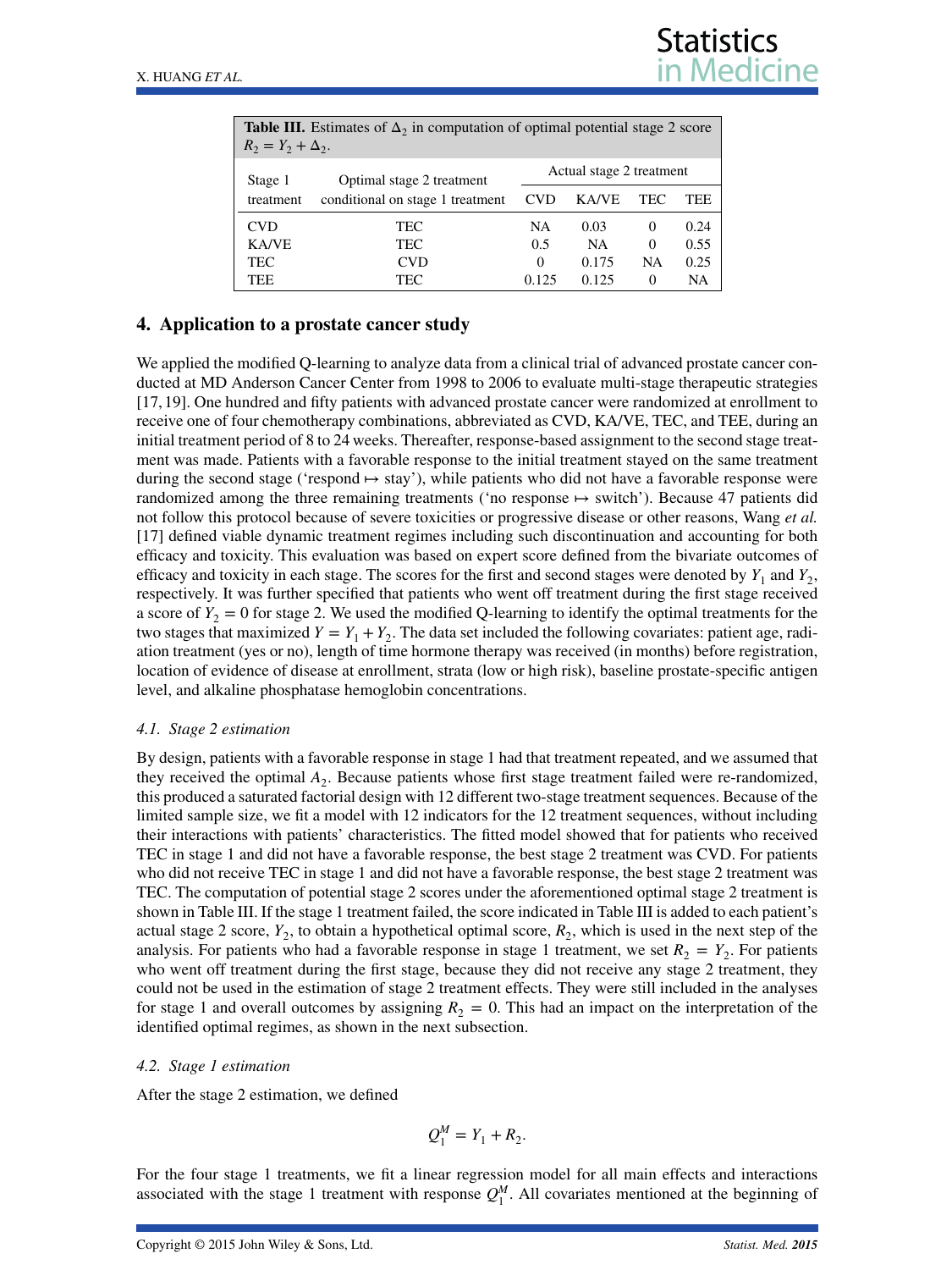**Table III.** Estimates of $\Delta_2$ in computation of optimal potential stage 2 score $R_2 = Y_2 + \Delta_2$.

| Stage 1 treatment | Optimal stage 2 treatment conditional on stage 1 treatment | Actual stage 2 treatment | | | |
|---|---|---|---|---|---|
| | | CVD | KA/VE | TEC | TEE |
| CVD | TEC | NA | 0.03 | 0 | 0.24 |
| KA/VE | TEC | 0.5 | NA | 0 | 0.55 |
| TEC | CVD | 0 | 0.175 | NA | 0.25 |
| TEE | TEC | 0.125 | 0.125 | 0 | NA |

## 4. Application to a prostate cancer study

We applied the modified Q-learning to analyze data from a clinical trial of advanced prostate cancer conducted at MD Anderson Cancer Center from 1998 to 2006 to evaluate multi-stage therapeutic strategies [17, 19]. One hundred and fifty patients with advanced prostate cancer were randomized at enrollment to receive one of four chemotherapy combinations, abbreviated as CVD, KA/VE, TEC, and TEE, during an initial treatment period of 8 to 24 weeks. Thereafter, response-based assignment to the second stage treatment was made. Patients with a favorable response to the initial treatment stayed on the same treatment during the second stage ('respond $\mapsto$ stay'), while patients who did not have a favorable response were randomized among the three remaining treatments ('no response $\mapsto$ switch'). Because 47 patients did not follow this protocol because of severe toxicities or progressive disease or other reasons, Wang *et al.* [17] defined viable dynamic treatment regimes including such discontinuation and accounting for both efficacy and toxicity. This evaluation was based on expert score defined from the bivariate outcomes of efficacy and toxicity in each stage. The scores for the first and second stages were denoted by $Y_1$ and $Y_2$, respectively. It was further specified that patients who went off treatment during the first stage received a score of $Y_2 = 0$ for stage 2. We used the modified Q-learning to identify the optimal treatments for the two stages that maximized $Y = Y_1 + Y_2$. The data set included the following covariates: patient age, radiation treatment (yes or no), length of time hormone therapy was received (in months) before registration, location of evidence of disease at enrollment, strata (low or high risk), baseline prostate-specific antigen level, and alkaline phosphatase hemoglobin concentrations.

### 4.1. Stage 2 estimation

By design, patients with a favorable response in stage 1 had that treatment repeated, and we assumed that they received the optimal $A_2$. Because patients whose first stage treatment failed were re-randomized, this produced a saturated factorial design with 12 different two-stage treatment sequences. Because of the limited sample size, we fit a model with 12 indicators for the 12 treatment sequences, without including their interactions with patients' characteristics. The fitted model showed that for patients who received TEC in stage 1 and did not have a favorable response, the best stage 2 treatment was CVD. For patients who did not receive TEC in stage 1 and did not have a favorable response, the best stage 2 treatment was TEC. The computation of potential stage 2 scores under the aforementioned optimal stage 2 treatment is shown in Table III. If the stage 1 treatment failed, the score indicated in Table III is added to each patient's actual stage 2 score, $Y_2$, to obtain a hypothetical optimal score, $R_2$, which is used in the next step of the analysis. For patients who had a favorable response in stage 1 treatment, we set $R_2 = Y_2$. For patients who went off treatment during the first stage, because they did not receive any stage 2 treatment, they could not be used in the estimation of stage 2 treatment effects. They were still included in the analyses for stage 1 and overall outcomes by assigning $R_2 = 0$. This had an impact on the interpretation of the identified optimal regimes, as shown in the next subsection.

### 4.2. Stage 1 estimation

After the stage 2 estimation, we defined

$$Q_1^M = Y_1 + R_2.$$

For the four stage 1 treatments, we fit a linear regression model for all main effects and interactions associated with the stage 1 treatment with response $Q_1^M$. All covariates mentioned at the beginning of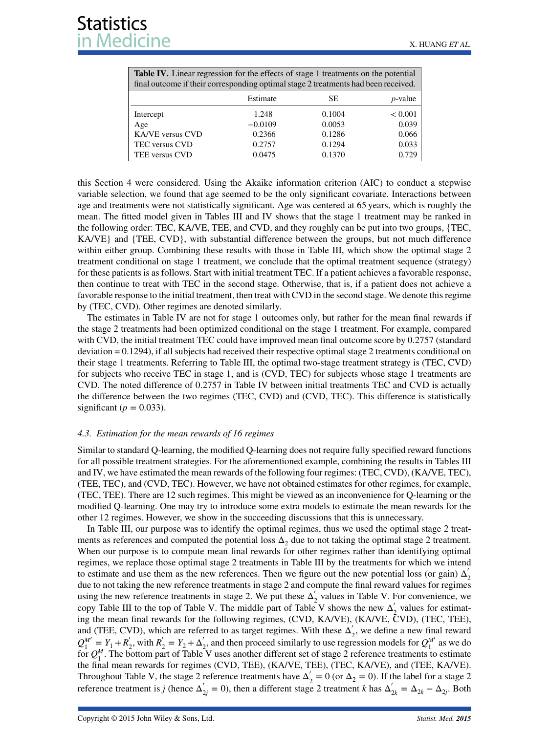**Table IV.** Linear regression for the effects of stage 1 treatments on the potential final outcome if their corresponding optimal stage 2 treatments had been received.

| | Estimate | SE | $p$-value |
|---|---|---|---|
| Intercept | 1.248 | 0.1004 | < 0.001 |
| Age | −0.0109 | 0.0053 | 0.039 |
| KA/VE versus CVD | 0.2366 | 0.1286 | 0.066 |
| TEC versus CVD | 0.2757 | 0.1294 | 0.033 |
| TEE versus CVD | 0.0475 | 0.1370 | 0.729 |

this Section 4 were considered. Using the Akaike information criterion (AIC) to conduct a stepwise variable selection, we found that age seemed to be the only significant covariate. Interactions between age and treatments were not statistically significant. Age was centered at 65 years, which is roughly the mean. The fitted model given in Tables III and IV shows that the stage 1 treatment may be ranked in the following order: TEC, KA/VE, TEE, and CVD, and they roughly can be put into two groups, {TEC, KA/VE} and {TEE, CVD}, with substantial difference between the groups, but not much difference within either group. Combining these results with those in Table III, which show the optimal stage 2 treatment conditional on stage 1 treatment, we conclude that the optimal treatment sequence (strategy) for these patients is as follows. Start with initial treatment TEC. If a patient achieves a favorable response, then continue to treat with TEC in the second stage. Otherwise, that is, if a patient does not achieve a favorable response to the initial treatment, then treat with CVD in the second stage. We denote this regime by (TEC, CVD). Other regimes are denoted similarly.

The estimates in Table IV are not for stage 1 outcomes only, but rather for the mean final rewards if the stage 2 treatments had been optimized conditional on the stage 1 treatment. For example, compared with CVD, the initial treatment TEC could have improved mean final outcome score by 0.2757 (standard deviation = 0.1294), if all subjects had received their respective optimal stage 2 treatments conditional on their stage 1 treatments. Referring to Table III, the optimal two-stage treatment strategy is (TEC, CVD) for subjects who receive TEC in stage 1, and is (CVD, TEC) for subjects whose stage 1 treatments are CVD. The noted difference of 0.2757 in Table IV between initial treatments TEC and CVD is actually the difference between the two regimes (TEC, CVD) and (CVD, TEC). This difference is statistically significant ($p = 0.033$).

### 4.3. Estimation for the mean rewards of 16 regimes

Similar to standard Q-learning, the modified Q-learning does not require fully specified reward functions for all possible treatment strategies. For the aforementioned example, combining the results in Tables III and IV, we have estimated the mean rewards of the following four regimes: (TEC, CVD), (KA/VE, TEC), (TEE, TEC), and (CVD, TEC). However, we have not obtained estimates for other regimes, for example, (TEC, TEE). There are 12 such regimes. This might be viewed as an inconvenience for Q-learning or the modified Q-learning. One may try to introduce some extra models to estimate the mean rewards for the other 12 regimes. However, we show in the succeeding discussions that this is unnecessary.

In Table III, our purpose was to identify the optimal regimes, thus we used the optimal stage 2 treatments as references and computed the potential loss $\Delta_2$ due to not taking the optimal stage 2 treatment. When our purpose is to compute mean final rewards for other regimes rather than identifying optimal regimes, we replace those optimal stage 2 treatments in Table III by the treatments for which we intend to estimate and use them as the new references. Then we figure out the new potential loss (or gain) $\Delta_2'$ due to not taking the new reference treatments in stage 2 and compute the final reward values for regimes using the new reference treatments in stage 2. We put these $\Delta_2'$ values in Table V. For convenience, we copy Table III to the top of Table V. The middle part of Table V shows the new $\Delta_2'$ values for estimating the mean final rewards for the following regimes, (CVD, KA/VE), (KA/VE, CVD), (TEC, TEE), and (TEE, CVD), which are referred to as target regimes. With these $\Delta_2'$, we define a new final reward $Q_1^{M'} = Y_1 + R_2'$, with $R_2' = Y_2 + \Delta_2'$, and then proceed similarly to use regression models for $Q_1^{M'}$ as we do for $Q_1^M$. The bottom part of Table V uses another different set of stage 2 reference treatments to estimate the final mean rewards for regimes (CVD, TEE), (KA/VE, TEE), (TEC, KA/VE), and (TEE, KA/VE). Throughout Table V, the stage 2 reference treatments have $\Delta_2' = 0$ (or $\Delta_2 = 0$). If the label for a stage 2 reference treatment is $j$ (hence $\Delta_{2j}' = 0$), then a different stage 2 treatment $k$ has $\Delta_{2k}' = \Delta_{2k} - \Delta_{2j}$. Both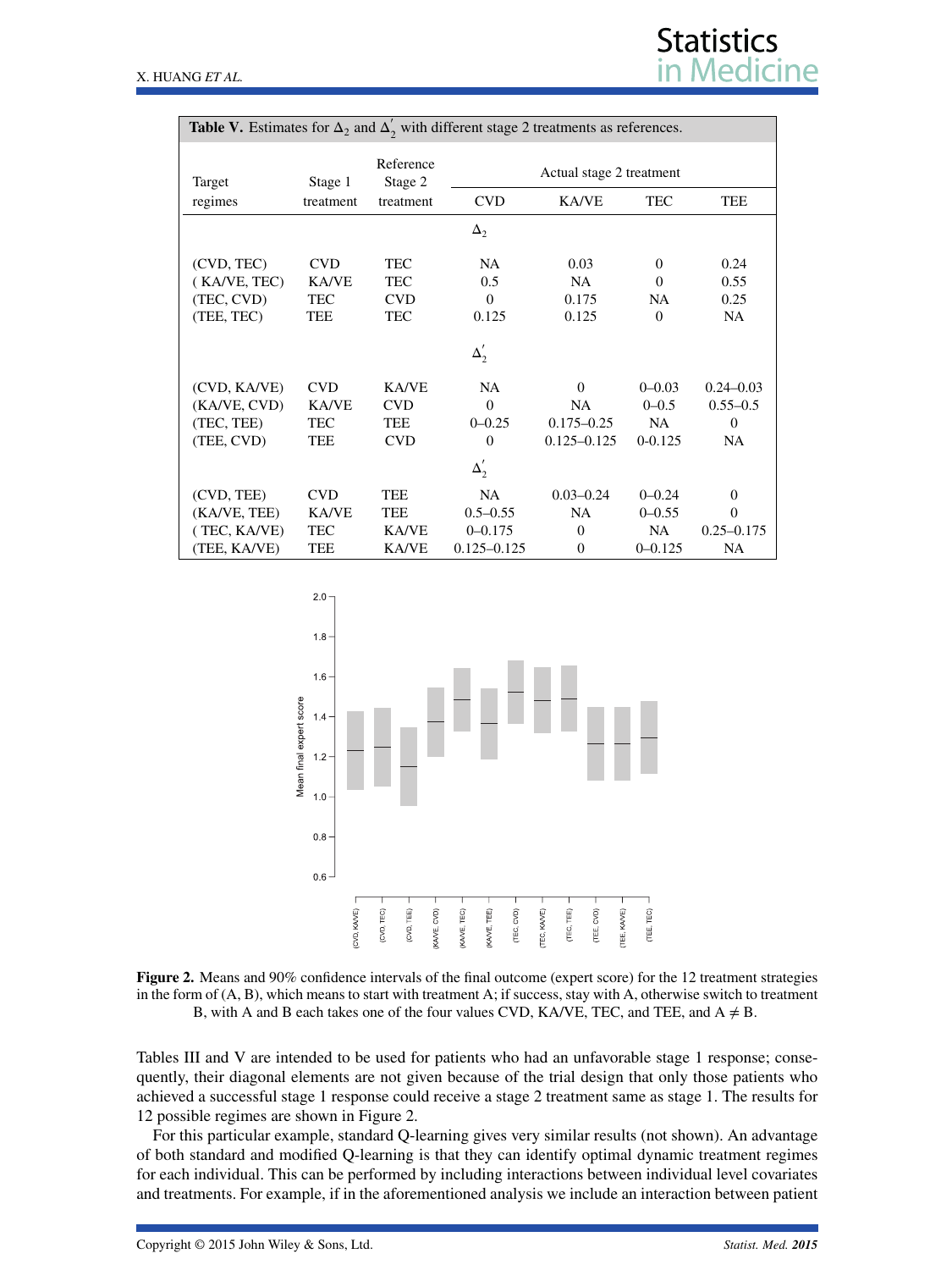**Table V.** Estimates for $\Delta_2$ and $\Delta_2'$ with different stage 2 treatments as references.

| Target regimes | Stage 1 treatment | Reference Stage 2 treatment | Actual stage 2 treatment: CVD | KA/VE | TEC | TEE |
|---|---|---|---|---|---|---|
| | | | $\Delta_2$ | | | |
| (CVD, TEC) | CVD | TEC | NA | 0.03 | 0 | 0.24 |
| ( KA/VE, TEC) | KA/VE | TEC | 0.5 | NA | 0 | 0.55 |
| (TEC, CVD) | TEC | CVD | 0 | 0.175 | NA | 0.25 |
| (TEE, TEC) | TEE | TEC | 0.125 | 0.125 | 0 | NA |
| | | | $\Delta_2'$ | | | |
| (CVD, KA/VE) | CVD | KA/VE | NA | 0 | 0–0.03 | 0.24–0.03 |
| (KA/VE, CVD) | KA/VE | CVD | 0 | NA | 0–0.5 | 0.55–0.5 |
| (TEC, TEE) | TEC | TEE | 0–0.25 | 0.175–0.25 | NA | 0 |
| (TEE, CVD) | TEE | CVD | 0 | 0.125–0.125 | 0-0.125 | NA |
| | | | $\Delta_2'$ | | | |
| (CVD, TEE) | CVD | TEE | NA | 0.03–0.24 | 0–0.24 | 0 |
| (KA/VE, TEE) | KA/VE | TEE | 0.5–0.55 | NA | 0–0.55 | 0 |
| ( TEC, KA/VE) | TEC | KA/VE | 0–0.175 | 0 | NA | 0.25–0.175 |
| (TEE, KA/VE) | TEE | KA/VE | 0.125–0.125 | 0 | 0–0.125 | NA |

**Figure 2.** Means and 90% confidence intervals of the final outcome (expert score) for the 12 treatment strategies in the form of (A, B), which means to start with treatment A; if success, stay with A, otherwise switch to treatment B, with A and B each takes one of the four values CVD, KA/VE, TEC, and TEE, and A ≠ B.

Tables III and V are intended to be used for patients who had an unfavorable stage 1 response; consequently, their diagonal elements are not given because of the trial design that only those patients who achieved a successful stage 1 response could receive a stage 2 treatment same as stage 1. The results for 12 possible regimes are shown in Figure 2.

For this particular example, standard Q-learning gives very similar results (not shown). An advantage of both standard and modified Q-learning is that they can identify optimal dynamic treatment regimes for each individual. This can be performed by including interactions between individual level covariates and treatments. For example, if in the aforementioned analysis we include an interaction between patient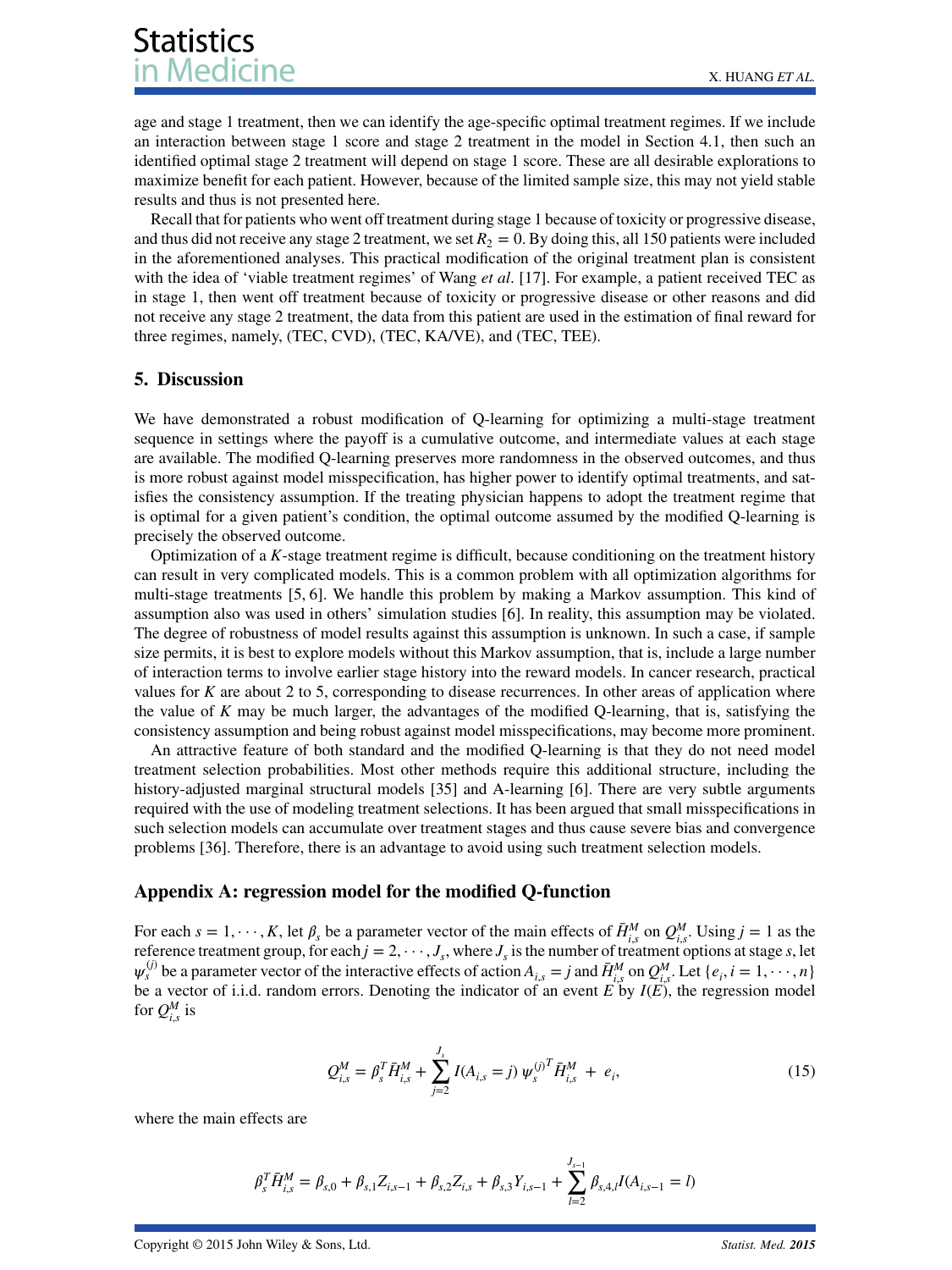age and stage 1 treatment, then we can identify the age-specific optimal treatment regimes. If we include an interaction between stage 1 score and stage 2 treatment in the model in Section 4.1, then such an identified optimal stage 2 treatment will depend on stage 1 score. These are all desirable explorations to maximize benefit for each patient. However, because of the limited sample size, this may not yield stable results and thus is not presented here.

Recall that for patients who went off treatment during stage 1 because of toxicity or progressive disease, and thus did not receive any stage 2 treatment, we set $R_2 = 0$. By doing this, all 150 patients were included in the aforementioned analyses. This practical modification of the original treatment plan is consistent with the idea of 'viable treatment regimes' of Wang *et al*. [17]. For example, a patient received TEC as in stage 1, then went off treatment because of toxicity or progressive disease or other reasons and did not receive any stage 2 treatment, the data from this patient are used in the estimation of final reward for three regimes, namely, (TEC, CVD), (TEC, KA/VE), and (TEC, TEE).

## 5. Discussion

We have demonstrated a robust modification of Q-learning for optimizing a multi-stage treatment sequence in settings where the payoff is a cumulative outcome, and intermediate values at each stage are available. The modified Q-learning preserves more randomness in the observed outcomes, and thus is more robust against model misspecification, has higher power to identify optimal treatments, and satisfies the consistency assumption. If the treating physician happens to adopt the treatment regime that is optimal for a given patient's condition, the optimal outcome assumed by the modified Q-learning is precisely the observed outcome.

Optimization of a $K$-stage treatment regime is difficult, because conditioning on the treatment history can result in very complicated models. This is a common problem with all optimization algorithms for multi-stage treatments [5, 6]. We handle this problem by making a Markov assumption. This kind of assumption also was used in others' simulation studies [6]. In reality, this assumption may be violated. The degree of robustness of model results against this assumption is unknown. In such a case, if sample size permits, it is best to explore models without this Markov assumption, that is, include a large number of interaction terms to involve earlier stage history into the reward models. In cancer research, practical values for $K$ are about 2 to 5, corresponding to disease recurrences. In other areas of application where the value of $K$ may be much larger, the advantages of the modified Q-learning, that is, satisfying the consistency assumption and being robust against model misspecifications, may become more prominent.

An attractive feature of both standard and the modified Q-learning is that they do not need model treatment selection probabilities. Most other methods require this additional structure, including the history-adjusted marginal structural models [35] and A-learning [6]. There are very subtle arguments required with the use of modeling treatment selections. It has been argued that small misspecifications in such selection models can accumulate over treatment stages and thus cause severe bias and convergence problems [36]. Therefore, there is an advantage to avoid using such treatment selection models.

## Appendix A: regression model for the modified Q-function

For each $s = 1, \cdots, K$, let $\beta_s$ be a parameter vector of the main effects of $\bar{H}^M_{i,s}$ on $Q^M_{i,s}$. Using $j = 1$ as the reference treatment group, for each $j = 2, \cdots, J_s$, where $J_s$ is the number of treatment options at stage $s$, let $\psi_s^{(j)}$ be a parameter vector of the interactive effects of action $A_{i,s} = j$ and $\bar{H}^M_{i,s}$ on $Q^M_{i,s}$. Let $\{e_i, i = 1, \cdots, n\}$ be a vector of i.i.d. random errors. Denoting the indicator of an event $E$ by $I(E)$, the regression model for $Q^M_{i,s}$ is

$$Q^M_{i,s} = \beta_s^T \bar{H}^M_{i,s} + \sum_{j=2}^{J_s} I(A_{i,s} = j)\, \psi_s^{(j)T} \bar{H}^M_{i,s} \; + \; e_i, \tag{15}$$

where the main effects are

$$\beta_s^T \bar{H}^M_{i,s} = \beta_{s,0} + \beta_{s,1} Z_{i,s-1} + \beta_{s,2} Z_{i,s} + \beta_{s,3} Y_{i,s-1} + \sum_{l=2}^{J_{s-1}} \beta_{s,4,l} I(A_{i,s-1} = l)$$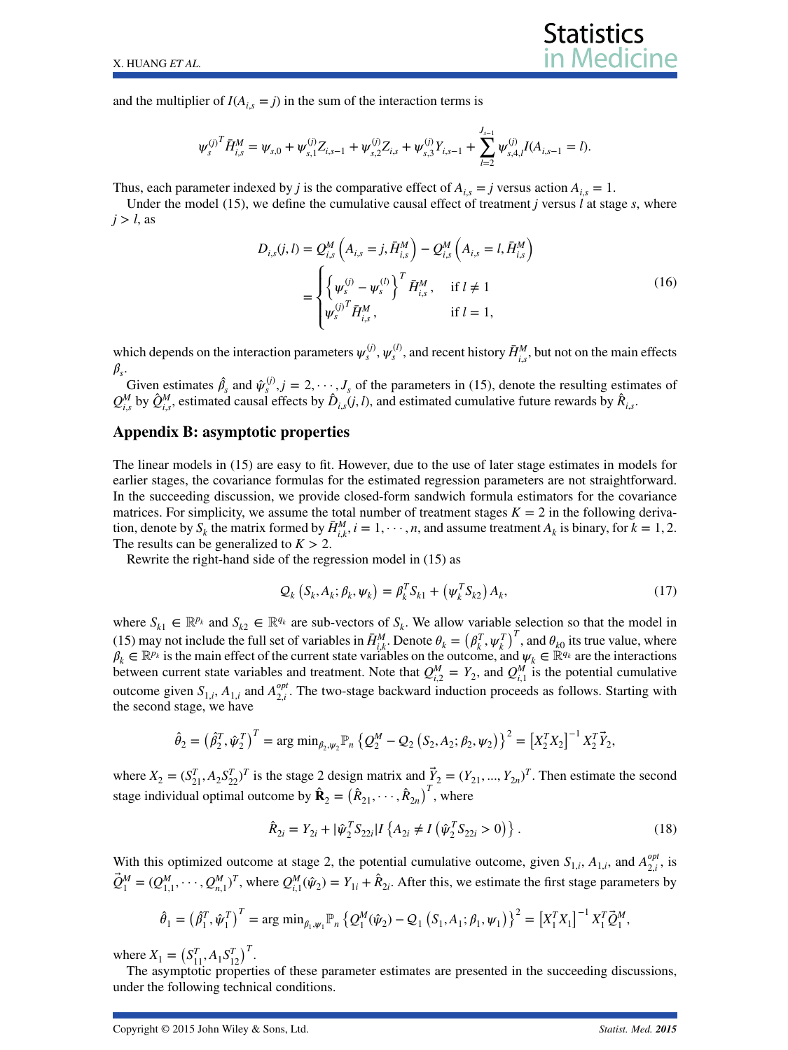and the multiplier of $I(A_{i,s} = j)$ in the sum of the interaction terms is

$$\psi_s^{(j)^T} \bar{H}_{i,s}^M = \psi_{s,0} + \psi_{s,1}^{(j)} Z_{i,s-1} + \psi_{s,2}^{(j)} Z_{i,s} + \psi_{s,3}^{(j)} Y_{i,s-1} + \sum_{l=2}^{J_{s-1}} \psi_{s,4,l}^{(j)} I(A_{i,s-1} = l).$$

Thus, each parameter indexed by $j$ is the comparative effect of $A_{i,s} = j$ versus action $A_{i,s} = 1$.

Under the model (15), we define the cumulative causal effect of treatment $j$ versus $l$ at stage $s$, where $j > l$, as

$$D_{i,s}(j,l) = Q_{i,s}^M \left( A_{i,s} = j, \bar{H}_{i,s}^M \right) - Q_{i,s}^M \left( A_{i,s} = l, \bar{H}_{i,s}^M \right)$$
$$= \begin{cases} \left\{ \psi_s^{(j)} - \psi_s^{(l)} \right\}^T \bar{H}_{i,s}^M, & \text{if } l \neq 1 \\ \psi_s^{(j)^T} \bar{H}_{i,s}^M, & \text{if } l = 1, \end{cases} \tag{16}$$

which depends on the interaction parameters $\psi_s^{(j)}, \psi_s^{(l)}$, and recent history $\bar{H}_{i,s}^M$, but not on the main effects $\beta_s$.

Given estimates $\hat{\beta}_s$ and $\hat{\psi}_s^{(j)}, j = 2, \cdots, J_s$ of the parameters in (15), denote the resulting estimates of $Q_{i,s}^M$ by $\hat{Q}_{i,s}^M$, estimated causal effects by $\hat{D}_{i,s}(j,l)$, and estimated cumulative future rewards by $\hat{R}_{i,s}$.

## Appendix B: asymptotic properties

The linear models in (15) are easy to fit. However, due to the use of later stage estimates in models for earlier stages, the covariance formulas for the estimated regression parameters are not straightforward. In the succeeding discussion, we provide closed-form sandwich formula estimators for the covariance matrices. For simplicity, we assume the total number of treatment stages $K = 2$ in the following derivation, denote by $S_k$ the matrix formed by $\bar{H}_{i,k}^M, i = 1, \cdots, n$, and assume treatment $A_k$ is binary, for $k = 1, 2$. The results can be generalized to $K > 2$.

Rewrite the right-hand side of the regression model in (15) as

$$Q_k \left( S_k, A_k; \beta_k, \psi_k \right) = \beta_k^T S_{k1} + \left( \psi_k^T S_{k2} \right) A_k, \tag{17}$$

where $S_{k1} \in \mathbb{R}^{p_k}$ and $S_{k2} \in \mathbb{R}^{q_k}$ are sub-vectors of $S_k$. We allow variable selection so that the model in (15) may not include the full set of variables in $\bar{H}_{i,k}^M$. Denote $\theta_k = \left( \beta_k^T, \psi_k^T \right)^T$, and $\theta_{k0}$ its true value, where $\beta_k \in \mathbb{R}^{p_k}$ is the main effect of the current state variables on the outcome, and $\psi_k \in \mathbb{R}^{q_k}$ are the interactions between current state variables and treatment. Note that $Q_{i,2}^M = Y_2$, and $Q_{i,1}^M$ is the potential cumulative outcome given $S_{1,i}$, $A_{1,i}$ and $A_{2,i}^{opt}$. The two-stage backward induction proceeds as follows. Starting with the second stage, we have

$$\hat{\theta}_2 = \left( \hat{\beta}_2^T, \hat{\psi}_2^T \right)^T = \arg\min_{\beta_2, \psi_2} \mathbb{P}_n \left\{ Q_2^M - Q_2 \left( S_2, A_2; \beta_2, \psi_2 \right) \right\}^2 = \left[ X_2^T X_2 \right]^{-1} X_2^T \vec{Y}_2,$$

where $X_2 = (S_{21}^T, A_2 S_{22}^T)^T$ is the stage 2 design matrix and $\vec{Y}_2 = (Y_{21}, \ldots, Y_{2n})^T$. Then estimate the second stage individual optimal outcome by $\hat{\mathbf{R}}_2 = \left( \hat{R}_{21}, \cdots, \hat{R}_{2n} \right)^T$, where

$$\hat{R}_{2i} = Y_{2i} + |\hat{\psi}_2^T S_{22i}| I \left\{ A_{2i} \neq I \left( \hat{\psi}_2^T S_{22i} > 0 \right) \right\}. \tag{18}$$

With this optimized outcome at stage 2, the potential cumulative outcome, given $S_{1,i}$, $A_{1,i}$, and $A_{2,i}^{opt}$, is $\vec{Q}_1^M = (Q_{1,1}^M, \cdots, Q_{n,1}^M)^T$, where $Q_{i,1}^M(\hat{\psi}_2) = Y_{1i} + \hat{R}_{2i}$. After this, we estimate the first stage parameters by

$$\hat{\theta}_1 = \left( \hat{\beta}_1^T, \hat{\psi}_1^T \right)^T = \arg\min_{\beta_1, \psi_1} \mathbb{P}_n \left\{ Q_1^M(\hat{\psi}_2) - Q_1 \left( S_1, A_1; \beta_1, \psi_1 \right) \right\}^2 = \left[ X_1^T X_1 \right]^{-1} X_1^T \vec{Q}_1^M,$$

where $X_1 = \left( S_{11}^T, A_1 S_{12}^T \right)^T$.

The asymptotic properties of these parameter estimates are presented in the succeeding discussions, under the following technical conditions.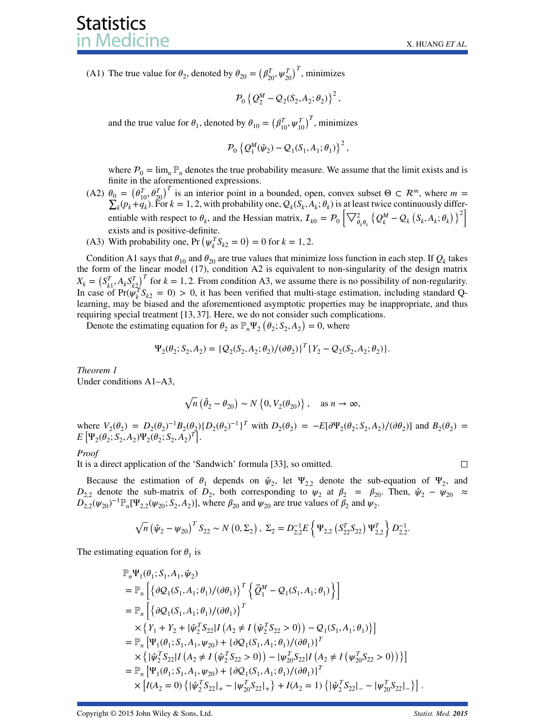(A1) The true value for $\theta_2$, denoted by $\theta_{20} = \left(\beta_{20}^T, \psi_{20}^T\right)^T$, minimizes

$$\mathcal{P}_0 \left\{ Q_2^M - Q_2(S_2, A_2; \theta_2) \right\}^2,$$

and the true value for $\theta_1$, denoted by $\theta_{10} = \left(\beta_{10}^T, \psi_{10}^T\right)^T$, minimizes

$$\mathcal{P}_0 \left\{ Q_1^M(\hat{\psi}_2) - Q_1(S_1, A_1; \theta_1) \right\}^2,$$

where $\mathcal{P}_0 = \lim_n \mathbb{P}_n$ denotes the true probability measure. We assume that the limit exists and is finite in the aforementioned expressions.

(A2) $\theta_0 = \left(\theta_{10}^T, \theta_{20}^T\right)^T$ is an interior point in a bounded, open, convex subset $\Theta \subset \mathcal{R}^m$, where $m = \sum_k (p_k + q_k)$. For $k = 1, 2$, with probability one, $Q_k(S_k, A_k; \theta_k)$ is at least twice continuously differentiable with respect to $\theta_k$, and the Hessian matrix, $\mathcal{I}_{k0} = \mathcal{P}_0 \left[ \bigtriangledown^2_{\theta_k \theta_k} \left\{ Q_k^M - Q_k\left(S_k, A_k; \theta_k\right) \right\}^2 \right]$ exists and is positive-definite.

(A3) With probability one, $\Pr\left(\psi_k^T S_{k2} = 0\right) = 0$ for $k = 1, 2$.

Condition A1 says that $\theta_{10}$ and $\theta_{20}$ are true values that minimize loss function in each step. If $Q_k$ takes the form of the linear model (17), condition A2 is equivalent to non-singularity of the design matrix $X_k = \left(S_{k1}^T, A_k S_{k2}^T\right)^T$ for $k = 1, 2$. From condition A3, we assume there is no possibility of non-regularity. In case of $\Pr(\psi_k^T S_{k2} = 0) > 0$, it has been verified that multi-stage estimation, including standard Q-learning, may be biased and the aforementioned asymptotic properties may be inappropriate, and thus requiring special treatment [13, 37]. Here, we do not consider such complications.

Denote the estimating equation for $\theta_2$ as $\mathbb{P}_n \Psi_2\left(\theta_2; S_2, A_2\right) = 0$, where

$$\Psi_2(\theta_2; S_2, A_2) = \{Q_2(S_2, A_2; \theta_2)/(\partial\theta_2)\}^T \{Y_2 - Q_2(S_2, A_2; \theta_2)\}.$$

*Theorem 1*
Under conditions A1–A3,

$$\sqrt{n}\left(\hat{\theta}_2 - \theta_{20}\right) \sim N\left\{0, V_2(\theta_{20})\right\}, \quad \text{as } n \to \infty,$$

where $V_2(\theta_2) = D_2(\theta_2)^{-1} B_2(\theta_2) \{D_2(\theta_2)^{-1}\}^T$ with $D_2(\theta_2) = -E[\partial\Psi_2(\theta_2; S_2, A_2)/(\partial\theta_2)]$ and $B_2(\theta_2) = E\left[\Psi_2(\theta_2; S_2, A_2)\Psi_2(\theta_2; S_2, A_2)^T\right]$.

*Proof*
It is a direct application of the 'Sandwich' formula [33], so omitted. □

Because the estimation of $\theta_1$ depends on $\hat{\psi}_2$, let $\Psi_{2,2}$ denote the sub-equation of $\Psi_2$, and $D_{2,2}$ denote the sub-matrix of $D_2$, both corresponding to $\psi_2$ at $\beta_2 = \beta_{20}$. Then, $\hat{\psi}_2 - \psi_{20} \approx D_{2,2}(\psi_{20})^{-1}\mathbb{P}_n[\Psi_{2,2}(\psi_{20}; S_2, A_2)]$, where $\beta_{20}$ and $\psi_{20}$ are true values of $\beta_2$ and $\psi_2$.

$$\sqrt{n}\left(\hat{\psi}_2 - \psi_{20}\right)^T S_{22} \sim N\left(0, \Sigma_2\right), \; \Sigma_2 = D_{2,2}^{-1} E\left\{ \Psi_{2,2}\left(S_{22}^T S_{22}\right) \Psi_{2,2}^T \right\} D_{2,2}^{-1}.$$

The estimating equation for $\theta_1$ is

$$\begin{aligned}
&\mathbb{P}_n \Psi_1(\theta_1; S_1, A_1, \hat{\psi}_2) \\
&= \mathbb{P}_n \left[ \left\{ \partial Q_1(S_1, A_1; \theta_1)/(\partial\theta_1) \right\}^T \left\{ \vec{Q}_1^M - Q_1(S_1, A_1; \theta_1) \right\} \right] \\
&= \mathbb{P}_n \left[ \left\{ \partial Q_1(S_1, A_1; \theta_1)/(\partial\theta_1) \right\}^T \right. \\
&\quad \left. \times \left\{ Y_1 + Y_2 + |\hat{\psi}_2^T S_{22}| I\left(A_2 \neq I\left(\hat{\psi}_2^T S_{22} > 0\right)\right) - Q_1(S_1, A_1; \theta_1) \right\} \right] \\
&= \mathbb{P}_n \left[ \Psi_1(\theta_1; S_1, A_1, \psi_{20}) + \{\partial Q_1(S_1, A_1; \theta_1)/(\partial\theta_1)\}^T \right. \\
&\quad \left. \times \left\{ |\hat{\psi}_2^T S_{22}| I\left(A_2 \neq I\left(\hat{\psi}_2^T S_{22} > 0\right)\right) - |\psi_{20}^T S_{22}| I\left(A_2 \neq I\left(\psi_{20}^T S_{22} > 0\right)\right) \right\} \right] \\
&= \mathbb{P}_n \left[ \Psi_1(\theta_1; S_1, A_1, \psi_{20}) + \{\partial Q_1(S_1, A_1; \theta_1)/(\partial\theta_1)\}^T \right. \\
&\quad \left. \times \left[ I(A_2 = 0)\left\{ |\hat{\psi}_2^T S_{22}|_+ - |\psi_{20}^T S_{22}|_+ \right\} + I(A_2 = 1)\left\{ |\hat{\psi}_2^T S_{22}|_- - |\psi_{20}^T S_{22}|_- \right\} \right] \right].
\end{aligned}$$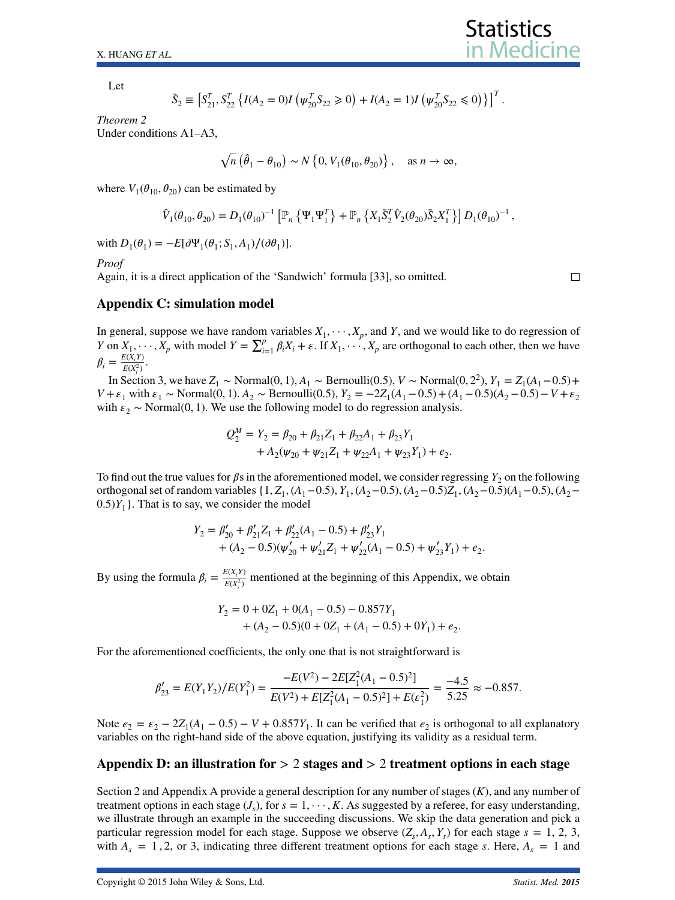Let

$$\bar{S}_2 \equiv \left[S_{21}^T, S_{22}^T \left\{I(A_2 = 0)I\left(\psi_{20}^T S_{22} \geqslant 0\right) + I(A_2 = 1)I\left(\psi_{20}^T S_{22} \leqslant 0\right)\right\}\right]^T.$$

*Theorem 2*
Under conditions A1–A3,

$$\sqrt{n}\left(\hat{\theta}_1 - \theta_{10}\right) \sim N\left\{0, V_1(\theta_{10}, \theta_{20})\right\}, \quad \text{as } n \to \infty,$$

where $V_1(\theta_{10}, \theta_{20})$ can be estimated by

$$\hat{V}_1(\theta_{10}, \theta_{20}) = D_1(\theta_{10})^{-1}\left[\mathbb{P}_n\left\{\Psi_1\Psi_1^T\right\} + \mathbb{P}_n\left\{X_1\bar{S}_2^T\hat{V}_2(\theta_{20})\bar{S}_2X_1^T\right\}\right]D_1(\theta_{10})^{-1},$$

with $D_1(\theta_1) = -E[\partial\Psi_1(\theta_1; S_1, A_1)/(\partial\theta_1)]$.

*Proof*
Again, it is a direct application of the 'Sandwich' formula [33], so omitted. □

## Appendix C: simulation model

In general, suppose we have random variables $X_1, \cdots, X_p$, and $Y$, and we would like to do regression of $Y$ on $X_1, \cdots, X_p$ with model $Y = \sum_{i=1}^p \beta_i X_i + \epsilon$. If $X_1, \cdots, X_p$ are orthogonal to each other, then we have $\beta_i = \frac{E(X_iY)}{E(X_i^2)}$.

In Section 3, we have $Z_1 \sim$ Normal$(0, 1)$, $A_1 \sim$ Bernoulli$(0.5)$, $V \sim$ Normal$(0, 2^2)$, $Y_1 = Z_1(A_1 - 0.5) + V + \epsilon_1$ with $\epsilon_1 \sim$ Normal$(0, 1)$. $A_2 \sim$ Bernoulli$(0.5)$, $Y_2 = -2Z_1(A_1 - 0.5) + (A_1 - 0.5)(A_2 - 0.5) - V + \epsilon_2$ with $\epsilon_2 \sim$ Normal$(0, 1)$. We use the following model to do regression analysis.

$$\begin{aligned} Q_2^M = Y_2 = &\ \beta_{20} + \beta_{21}Z_1 + \beta_{22}A_1 + \beta_{23}Y_1 \\ &+ A_2(\psi_{20} + \psi_{21}Z_1 + \psi_{22}A_1 + \psi_{23}Y_1) + e_2. \end{aligned}$$

To find out the true values for $\beta$s in the aforementioned model, we consider regressing $Y_2$ on the following orthogonal set of random variables $\{1, Z_1, (A_1-0.5), Y_1, (A_2-0.5), (A_2-0.5)Z_1, (A_2-0.5)(A_1-0.5), (A_2-0.5)Y_1\}$. That is to say, we consider the model

$$\begin{aligned} Y_2 = &\ \beta_{20}' + \beta_{21}'Z_1 + \beta_{22}'(A_1 - 0.5) + \beta_{23}'Y_1 \\ &+ (A_2 - 0.5)(\psi_{20}' + \psi_{21}'Z_1 + \psi_{22}'(A_1 - 0.5) + \psi_{23}'Y_1) + e_2. \end{aligned}$$

By using the formula $\beta_i = \frac{E(X_iY)}{E(X_i^2)}$ mentioned at the beginning of this Appendix, we obtain

$$\begin{aligned} Y_2 = &\ 0 + 0Z_1 + 0(A_1 - 0.5) - 0.857Y_1 \\ &+ (A_2 - 0.5)(0 + 0Z_1 + (A_1 - 0.5) + 0Y_1) + e_2. \end{aligned}$$

For the aforementioned coefficients, the only one that is not straightforward is

$$\beta_{23}' = E(Y_1Y_2)/E(Y_1^2) = \frac{-E(V^2) - 2E[Z_1^2(A_1 - 0.5)^2]}{E(V^2) + E[Z_1^2(A_1 - 0.5)^2] + E(\epsilon_1^2)} = \frac{-4.5}{5.25} \approx -0.857.$$

Note $e_2 = \epsilon_2 - 2Z_1(A_1 - 0.5) - V + 0.857Y_1$. It can be verified that $e_2$ is orthogonal to all explanatory variables on the right-hand side of the above equation, justifying its validity as a residual term.

## Appendix D: an illustration for > 2 stages and > 2 treatment options in each stage

Section 2 and Appendix A provide a general description for any number of stages ($K$), and any number of treatment options in each stage ($J_s$), for $s = 1, \cdots, K$. As suggested by a referee, for easy understanding, we illustrate through an example in the succeeding discussions. We skip the data generation and pick a particular regression model for each stage. Suppose we observe $(Z_s, A_s, Y_s)$ for each stage $s = 1, 2, 3$, with $A_s = 1, 2$, or $3$, indicating three different treatment options for each stage $s$. Here, $A_s = 1$ and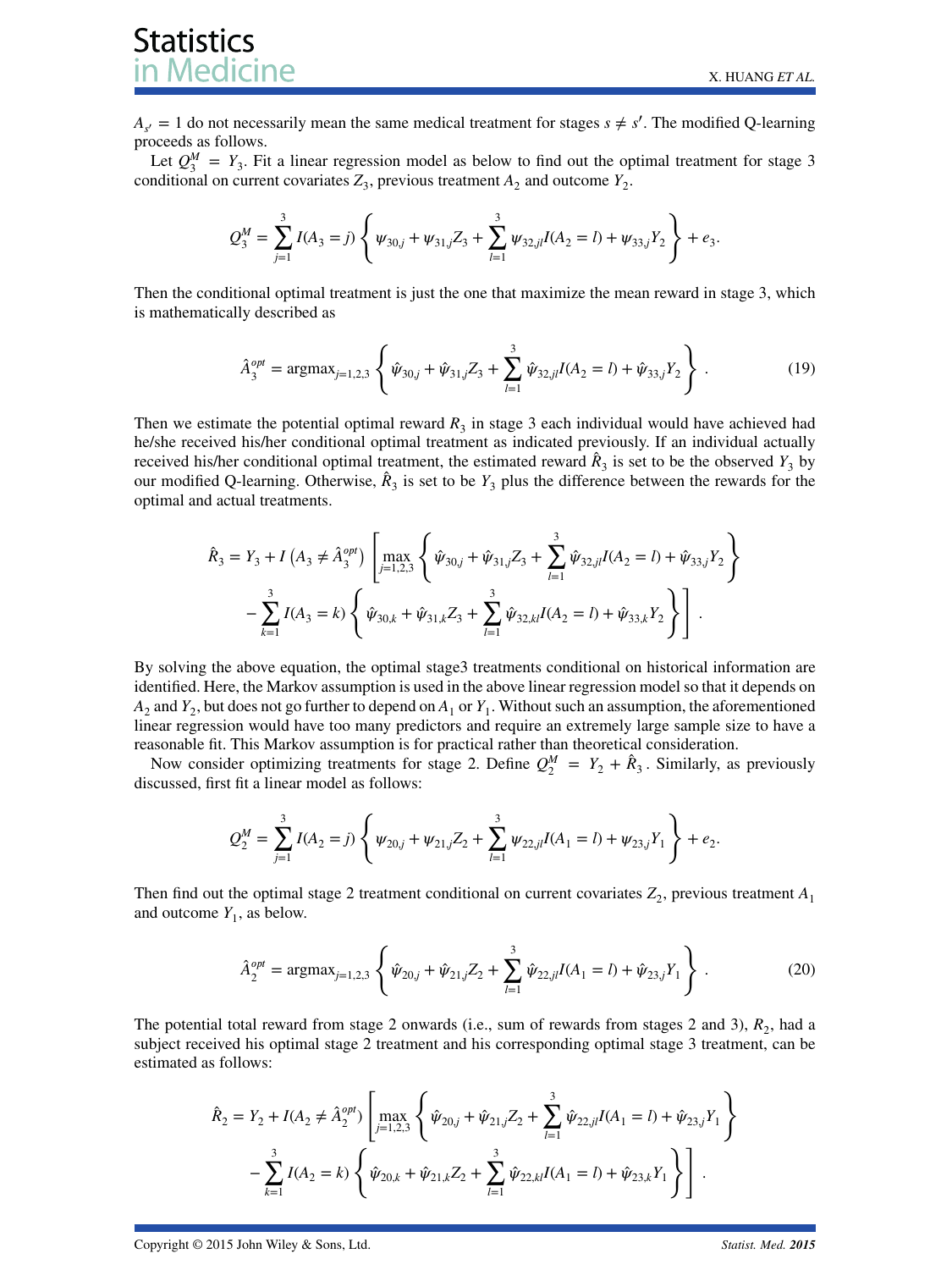$A_{s'} = 1$ do not necessarily mean the same medical treatment for stages $s \neq s'$. The modified Q-learning proceeds as follows.

Let $Q_3^M = Y_3$. Fit a linear regression model as below to find out the optimal treatment for stage 3 conditional on current covariates $Z_3$, previous treatment $A_2$ and outcome $Y_2$.

$$Q_3^M = \sum_{j=1}^{3} I(A_3 = j) \left\{ \psi_{30,j} + \psi_{31,j} Z_3 + \sum_{l=1}^{3} \psi_{32,jl} I(A_2 = l) + \psi_{33,j} Y_2 \right\} + e_3.$$

Then the conditional optimal treatment is just the one that maximize the mean reward in stage 3, which is mathematically described as

$$\hat{A}_3^{opt} = \text{argmax}_{j=1,2,3} \left\{ \hat{\psi}_{30,j} + \hat{\psi}_{31,j} Z_3 + \sum_{l=1}^{3} \hat{\psi}_{32,jl} I(A_2 = l) + \hat{\psi}_{33,j} Y_2 \right\}. \tag{19}$$

Then we estimate the potential optimal reward $R_3$ in stage 3 each individual would have achieved had he/she received his/her conditional optimal treatment as indicated previously. If an individual actually received his/her conditional optimal treatment, the estimated reward $\hat{R}_3$ is set to be the observed $Y_3$ by our modified Q-learning. Otherwise, $\hat{R}_3$ is set to be $Y_3$ plus the difference between the rewards for the optimal and actual treatments.

$$\hat{R}_3 = Y_3 + I\left(A_3 \neq \hat{A}_3^{opt}\right) \left[ \max_{j=1,2,3} \left\{ \hat{\psi}_{30,j} + \hat{\psi}_{31,j} Z_3 + \sum_{l=1}^{3} \hat{\psi}_{32,jl} I(A_2 = l) + \hat{\psi}_{33,j} Y_2 \right\} - \sum_{k=1}^{3} I(A_3 = k) \left\{ \hat{\psi}_{30,k} + \hat{\psi}_{31,k} Z_3 + \sum_{l=1}^{3} \hat{\psi}_{32,kl} I(A_2 = l) + \hat{\psi}_{33,k} Y_2 \right\} \right].$$

By solving the above equation, the optimal stage3 treatments conditional on historical information are identified. Here, the Markov assumption is used in the above linear regression model so that it depends on $A_2$ and $Y_2$, but does not go further to depend on $A_1$ or $Y_1$. Without such an assumption, the aforementioned linear regression would have too many predictors and require an extremely large sample size to have a reasonable fit. This Markov assumption is for practical rather than theoretical consideration.

Now consider optimizing treatments for stage 2. Define $Q_2^M = Y_2 + \hat{R}_3$. Similarly, as previously discussed, first fit a linear model as follows:

$$Q_2^M = \sum_{j=1}^{3} I(A_2 = j) \left\{ \psi_{20,j} + \psi_{21,j} Z_2 + \sum_{l=1}^{3} \psi_{22,jl} I(A_1 = l) + \psi_{23,j} Y_1 \right\} + e_2.$$

Then find out the optimal stage 2 treatment conditional on current covariates $Z_2$, previous treatment $A_1$ and outcome $Y_1$, as below.

$$\hat{A}_2^{opt} = \text{argmax}_{j=1,2,3} \left\{ \hat{\psi}_{20,j} + \hat{\psi}_{21,j} Z_2 + \sum_{l=1}^{3} \hat{\psi}_{22,jl} I(A_1 = l) + \hat{\psi}_{23,j} Y_1 \right\}. \tag{20}$$

The potential total reward from stage 2 onwards (i.e., sum of rewards from stages 2 and 3), $R_2$, had a subject received his optimal stage 2 treatment and his corresponding optimal stage 3 treatment, can be estimated as follows:

$$\hat{R}_2 = Y_2 + I(A_2 \neq \hat{A}_2^{opt}) \left[ \max_{j=1,2,3} \left\{ \hat{\psi}_{20,j} + \hat{\psi}_{21,j} Z_2 + \sum_{l=1}^{3} \hat{\psi}_{22,jl} I(A_1 = l) + \hat{\psi}_{23,j} Y_1 \right\} - \sum_{k=1}^{3} I(A_2 = k) \left\{ \hat{\psi}_{20,k} + \hat{\psi}_{21,k} Z_2 + \sum_{l=1}^{3} \hat{\psi}_{22,kl} I(A_1 = l) + \hat{\psi}_{23,k} Y_1 \right\} \right].$$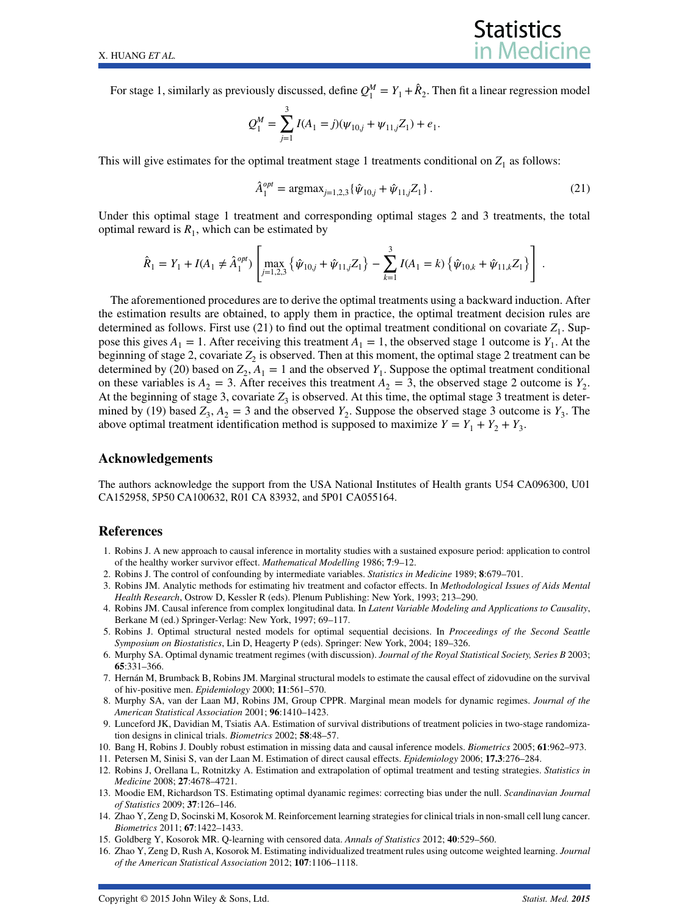For stage 1, similarly as previously discussed, define $Q_1^M = Y_1 + \hat{R}_2$. Then fit a linear regression model

$$Q_1^M = \sum_{j=1}^{3} I(A_1 = j)(\psi_{10,j} + \psi_{11,j} Z_1) + e_1.$$

This will give estimates for the optimal treatment stage 1 treatments conditional on $Z_1$ as follows:

$$\hat{A}_1^{opt} = \text{argmax}_{j=1,2,3}\{\hat{\psi}_{10,j} + \hat{\psi}_{11,j} Z_1\}. \tag{21}$$

Under this optimal stage 1 treatment and corresponding optimal stages 2 and 3 treatments, the total optimal reward is $R_1$, which can be estimated by

$$\hat{R}_1 = Y_1 + I(A_1 \neq \hat{A}_1^{opt}) \left[ \max_{j=1,2,3} \left\{ \hat{\psi}_{10,j} + \hat{\psi}_{11,j} Z_1 \right\} - \sum_{k=1}^{3} I(A_1 = k) \left\{ \hat{\psi}_{10,k} + \hat{\psi}_{11,k} Z_1 \right\} \right].$$

The aforementioned procedures are to derive the optimal treatments using a backward induction. After the estimation results are obtained, to apply them in practice, the optimal treatment decision rules are determined as follows. First use (21) to find out the optimal treatment conditional on covariate $Z_1$. Suppose this gives $A_1 = 1$. After receiving this treatment $A_1 = 1$, the observed stage 1 outcome is $Y_1$. At the beginning of stage 2, covariate $Z_2$ is observed. Then at this moment, the optimal stage 2 treatment can be determined by (20) based on $Z_2, A_1 = 1$ and the observed $Y_1$. Suppose the optimal treatment conditional on these variables is $A_2 = 3$. After receives this treatment $A_2 = 3$, the observed stage 2 outcome is $Y_2$. At the beginning of stage 3, covariate $Z_3$ is observed. At this time, the optimal stage 3 treatment is determined by (19) based $Z_3, A_2 = 3$ and the observed $Y_2$. Suppose the observed stage 3 outcome is $Y_3$. The above optimal treatment identification method is supposed to maximize $Y = Y_1 + Y_2 + Y_3$.

## Acknowledgements

The authors acknowledge the support from the USA National Institutes of Health grants U54 CA096300, U01 CA152958, 5P50 CA100632, R01 CA 83932, and 5P01 CA055164.

## References

1. Robins J. A new approach to causal inference in mortality studies with a sustained exposure period: application to control of the healthy worker survivor effect. *Mathematical Modelling* 1986; **7**:9–12.
2. Robins J. The control of confounding by intermediate variables. *Statistics in Medicine* 1989; **8**:679–701.
3. Robins JM. Analytic methods for estimating hiv treatment and cofactor effects. In *Methodological Issues of Aids Mental Health Research*, Ostrow D, Kessler R (eds). Plenum Publishing: New York, 1993; 213–290.
4. Robins JM. Causal inference from complex longitudinal data. In *Latent Variable Modeling and Applications to Causality*, Berkane M (ed.) Springer-Verlag: New York, 1997; 69–117.
5. Robins J. Optimal structural nested models for optimal sequential decisions. In *Proceedings of the Second Seattle Symposium on Biostatistics*, Lin D, Heagerty P (eds). Springer: New York, 2004; 189–326.
6. Murphy SA. Optimal dynamic treatment regimes (with discussion). *Journal of the Royal Statistical Society, Series B* 2003; **65**:331–366.
7. Hernán M, Brumback B, Robins JM. Marginal structural models to estimate the causal effect of zidovudine on the survival of hiv-positive men. *Epidemiology* 2000; **11**:561–570.
8. Murphy SA, van der Laan MJ, Robins JM, Group CPPR. Marginal mean models for dynamic regimes. *Journal of the American Statistical Association* 2001; **96**:1410–1423.
9. Lunceford JK, Davidian M, Tsiatis AA. Estimation of survival distributions of treatment policies in two-stage randomization designs in clinical trials. *Biometrics* 2002; **58**:48–57.
10. Bang H, Robins J. Doubly robust estimation in missing data and causal inference models. *Biometrics* 2005; **61**:962–973.
11. Petersen M, Sinisi S, van der Laan M. Estimation of direct causal effects. *Epidemiology* 2006; **17.3**:276–284.
12. Robins J, Orellana L, Rotnitzky A. Estimation and extrapolation of optimal treatment and testing strategies. *Statistics in Medicine* 2008; **27**:4678–4721.
13. Moodie EM, Richardson TS. Estimating optimal dyanamic regimes: correcting bias under the null. *Scandinavian Journal of Statistics* 2009; **37**:126–146.
14. Zhao Y, Zeng D, Socinski M, Kosorok M. Reinforcement learning strategies for clinical trials in non-small cell lung cancer. *Biometrics* 2011; **67**:1422–1433.
15. Goldberg Y, Kosorok MR. Q-learning with censored data. *Annals of Statistics* 2012; **40**:529–560.
16. Zhao Y, Zeng D, Rush A, Kosorok M. Estimating individualized treatment rules using outcome weighted learning. *Journal of the American Statistical Association* 2012; **107**:1106–1118.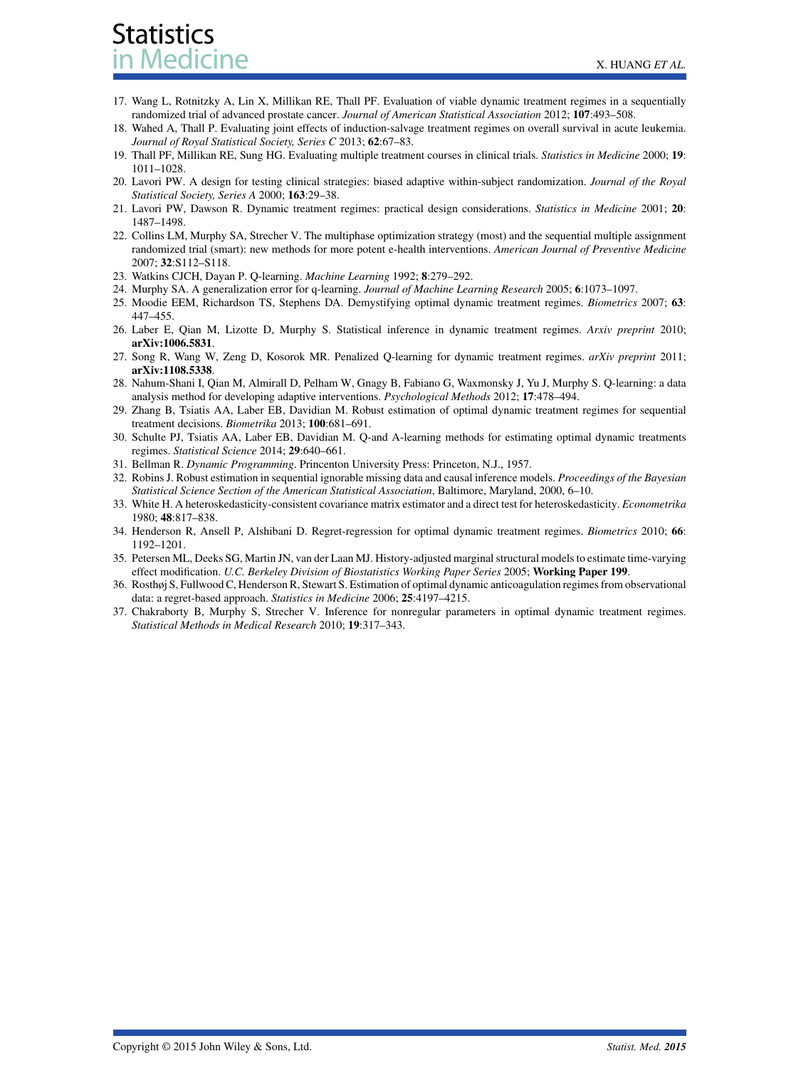17. Wang L, Rotnitzky A, Lin X, Millikan RE, Thall PF. Evaluation of viable dynamic treatment regimes in a sequentially randomized trial of advanced prostate cancer. *Journal of American Statistical Association* 2012; **107**:493–508.
18. Wahed A, Thall P. Evaluating joint effects of induction-salvage treatment regimes on overall survival in acute leukemia. *Journal of Royal Statistical Society, Series C* 2013; **62**:67–83.
19. Thall PF, Millikan RE, Sung HG. Evaluating multiple treatment courses in clinical trials. *Statistics in Medicine* 2000; **19**: 1011–1028.
20. Lavori PW. A design for testing clinical strategies: biased adaptive within-subject randomization. *Journal of the Royal Statistical Society, Series A* 2000; **163**:29–38.
21. Lavori PW, Dawson R. Dynamic treatment regimes: practical design considerations. *Statistics in Medicine* 2001; **20**: 1487–1498.
22. Collins LM, Murphy SA, Strecher V. The multiphase optimization strategy (most) and the sequential multiple assignment randomized trial (smart): new methods for more potent e-health interventions. *American Journal of Preventive Medicine* 2007; **32**:S112–S118.
23. Watkins CJCH, Dayan P. Q-learning. *Machine Learning* 1992; **8**:279–292.
24. Murphy SA. A generalization error for q-learning. *Journal of Machine Learning Research* 2005; **6**:1073–1097.
25. Moodie EEM, Richardson TS, Stephens DA. Demystifying optimal dynamic treatment regimes. *Biometrics* 2007; **63**: 447–455.
26. Laber E, Qian M, Lizotte D, Murphy S. Statistical inference in dynamic treatment regimes. *Arxiv preprint* 2010; **arXiv:1006.5831**.
27. Song R, Wang W, Zeng D, Kosorok MR. Penalized Q-learning for dynamic treatment regimes. *arXiv preprint* 2011; **arXiv:1108.5338**.
28. Nahum-Shani I, Qian M, Almirall D, Pelham W, Gnagy B, Fabiano G, Waxmonsky J, Yu J, Murphy S. Q-learning: a data analysis method for developing adaptive interventions. *Psychological Methods* 2012; **17**:478–494.
29. Zhang B, Tsiatis AA, Laber EB, Davidian M. Robust estimation of optimal dynamic treatment regimes for sequential treatment decisions. *Biometrika* 2013; **100**:681–691.
30. Schulte PJ, Tsiatis AA, Laber EB, Davidian M. Q-and A-learning methods for estimating optimal dynamic treatments regimes. *Statistical Science* 2014; **29**:640–661.
31. Bellman R. *Dynamic Programming*. Princenton University Press: Princeton, N.J., 1957.
32. Robins J. Robust estimation in sequential ignorable missing data and causal inference models. *Proceedings of the Bayesian Statistical Science Section of the American Statistical Association*, Baltimore, Maryland, 2000, 6–10.
33. White H. A heteroskedasticity-consistent covariance matrix estimator and a direct test for heteroskedasticity. *Econometrika* 1980; **48**:817–838.
34. Henderson R, Ansell P, Alshibani D. Regret-regression for optimal dynamic treatment regimes. *Biometrics* 2010; **66**: 1192–1201.
35. Petersen ML, Deeks SG, Martin JN, van der Laan MJ. History-adjusted marginal structural models to estimate time-varying effect modification. *U.C. Berkeley Division of Biostatistics Working Paper Series* 2005; **Working Paper 199**.
36. Rosthøj S, Fullwood C, Henderson R, Stewart S. Estimation of optimal dynamic anticoagulation regimes from observational data: a regret-based approach. *Statistics in Medicine* 2006; **25**:4197–4215.
37. Chakraborty B, Murphy S, Strecher V. Inference for nonregular parameters in optimal dynamic treatment regimes. *Statistical Methods in Medical Research* 2010; **19**:317–343.